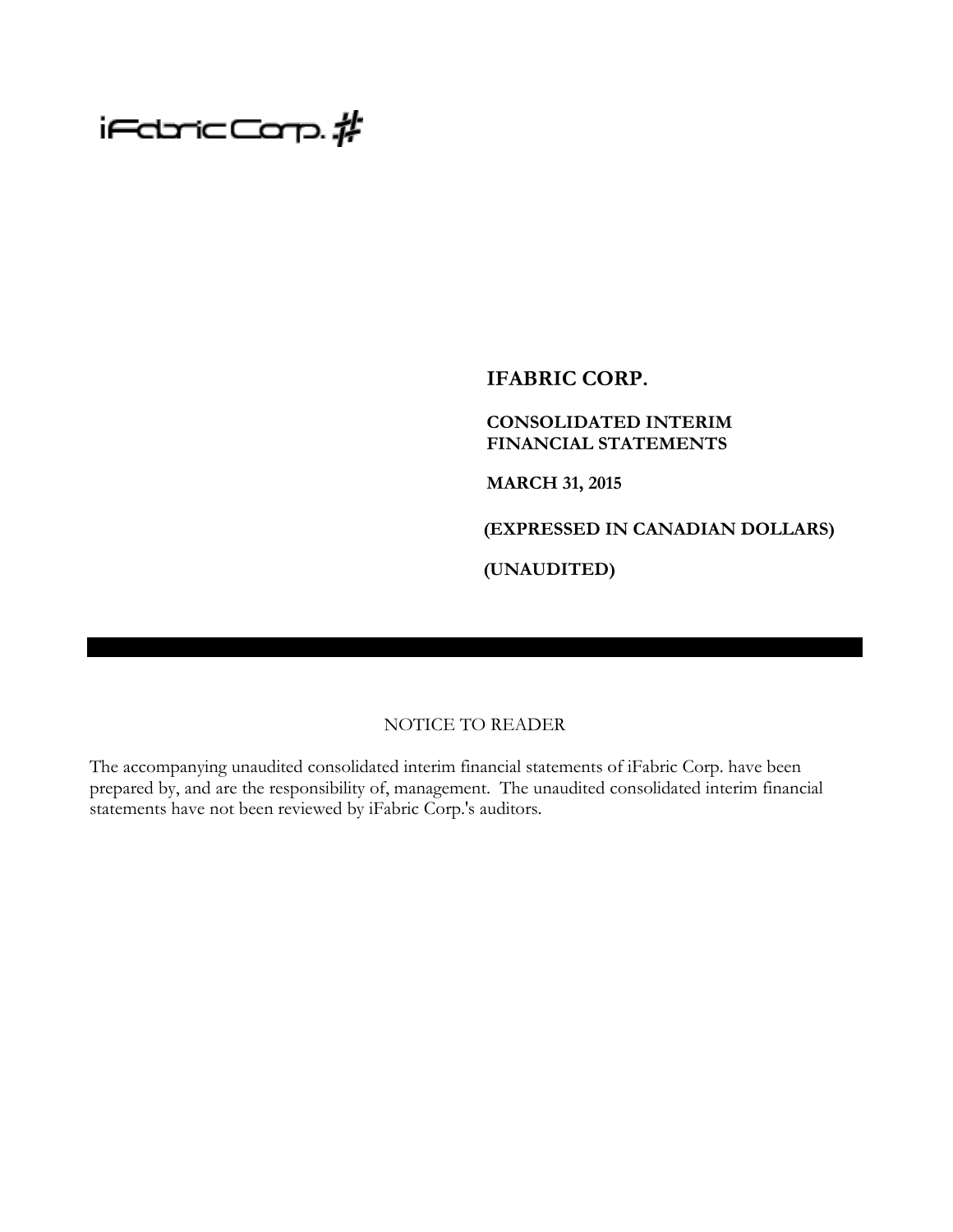iFabric Corp. #

# IFABRIC CORP.

**CONSOLIDATED INTERIM FINANCIAL STATEMENTS**

**MARCH 31, 2015**

**(EXPRESSED IN CANADIAN DOLLARS)**

**(UNAUDITED)**

NOTICE TO READER

The accompanying unaudited consolidated interim financial statements of iFabric Corp. have been prepared by, and are the responsibility of, management. The unaudited consolidated interim financial statements have not been reviewed by iFabric Corp.'s auditors.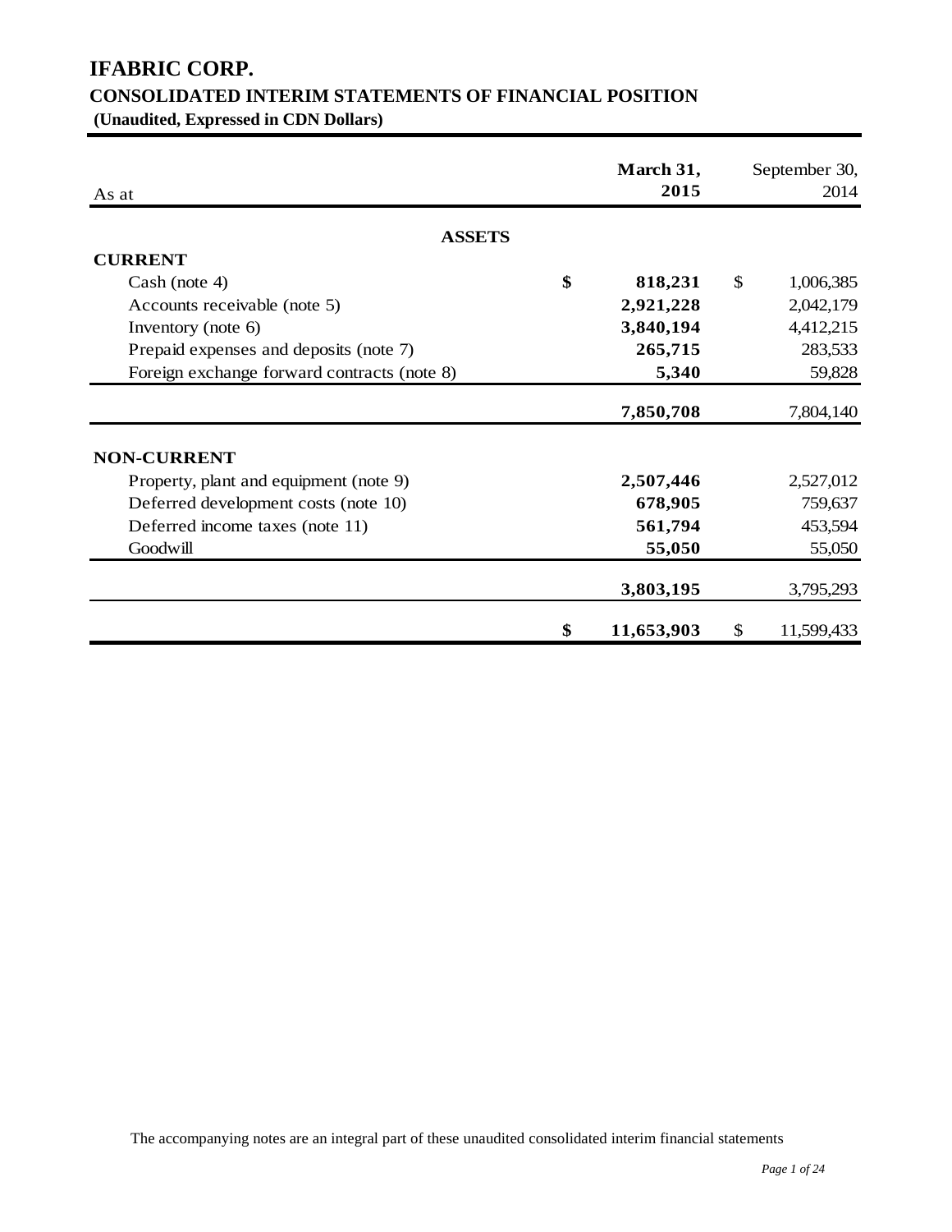# IFABRIC CORP.

## CONSOLIDATED INTERIM STATEMENTS OF FINANCIAL POSITION

**(Unaudited, Expressed in CDN Dollars)**

| As at | March 31, 2015 | September 30, 2014 |
|---|---|---|
| **ASSETS** | | |
| **CURRENT** | | |
| Cash (note 4) | **$ 818,231** | $ 1,006,385 |
| Accounts receivable (note 5) | **2,921,228** | 2,042,179 |
| Inventory (note 6) | **3,840,194** | 4,412,215 |
| Prepaid expenses and deposits (note 7) | **265,715** | 283,533 |
| Foreign exchange forward contracts (note 8) | **5,340** | 59,828 |
| | **7,850,708** | 7,804,140 |
| **NON-CURRENT** | | |
| Property, plant and equipment (note 9) | **2,507,446** | 2,527,012 |
| Deferred development costs (note 10) | **678,905** | 759,637 |
| Deferred income taxes (note 11) | **561,794** | 453,594 |
| Goodwill | **55,050** | 55,050 |
| | **3,803,195** | 3,795,293 |
| | **$ 11,653,903** | $ 11,599,433 |

The accompanying notes are an integral part of these unaudited consolidated interim financial statements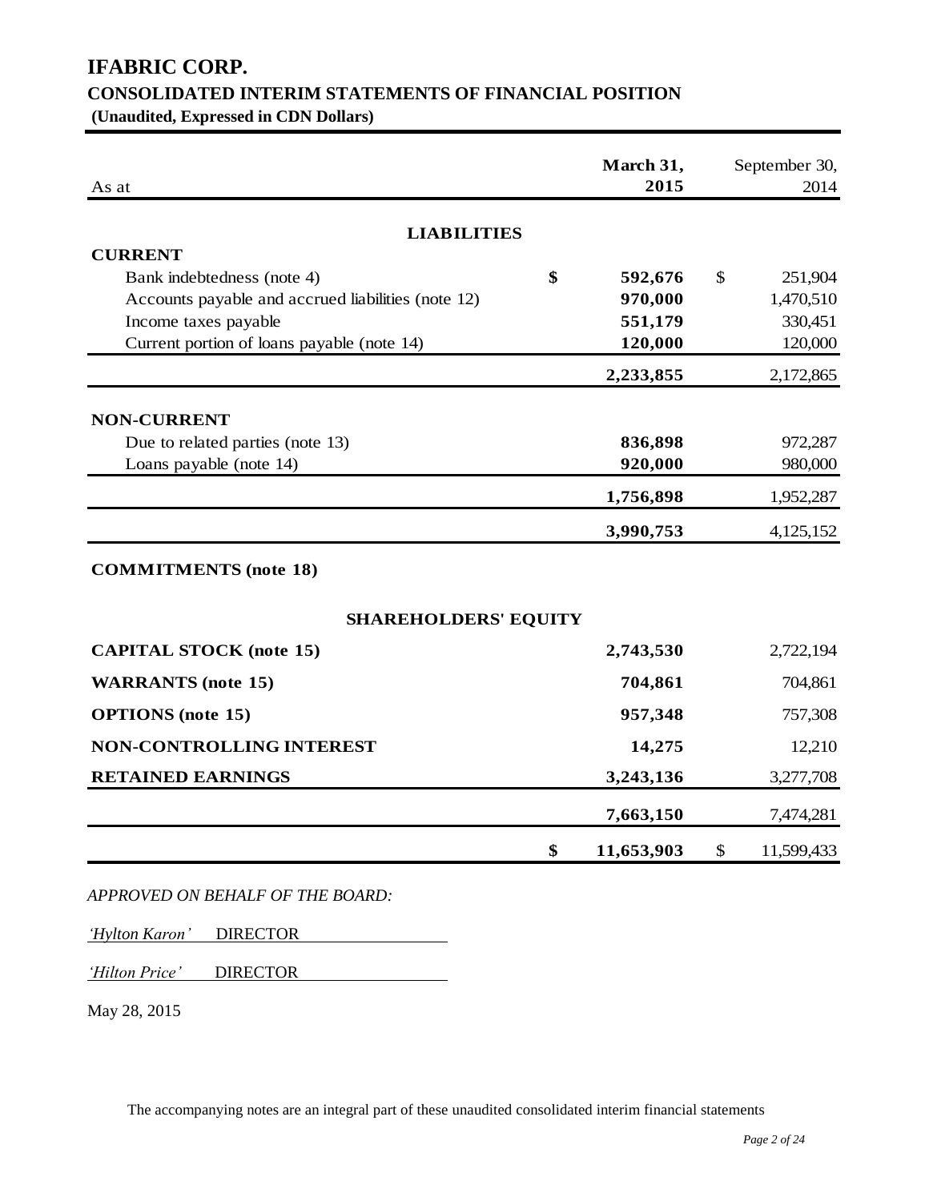# IFABRIC CORP.

## CONSOLIDATED INTERIM STATEMENTS OF FINANCIAL POSITION

**(Unaudited, Expressed in CDN Dollars)**

| As at | March 31, 2015 | September 30, 2014 |
|---|---|---|
| **LIABILITIES** | | |
| **CURRENT** | | |
| Bank indebtedness (note 4) | **$ 592,676** | $ 251,904 |
| Accounts payable and accrued liabilities (note 12) | **970,000** | 1,470,510 |
| Income taxes payable | **551,179** | 330,451 |
| Current portion of loans payable (note 14) | **120,000** | 120,000 |
| | **2,233,855** | 2,172,865 |
| **NON-CURRENT** | | |
| Due to related parties (note 13) | **836,898** | 972,287 |
| Loans payable (note 14) | **920,000** | 980,000 |
| | **1,756,898** | 1,952,287 |
| | **3,990,753** | 4,125,152 |
| **COMMITMENTS (note 18)** | | |
| **SHAREHOLDERS' EQUITY** | | |
| **CAPITAL STOCK (note 15)** | **2,743,530** | 2,722,194 |
| **WARRANTS (note 15)** | **704,861** | 704,861 |
| **OPTIONS (note 15)** | **957,348** | 757,308 |
| **NON-CONTROLLING INTEREST** | **14,275** | 12,210 |
| **RETAINED EARNINGS** | **3,243,136** | 3,277,708 |
| | **7,663,150** | 7,474,281 |
| | **$ 11,653,903** | $ 11,599,433 |

*APPROVED ON BEHALF OF THE BOARD:*

*'Hylton Karon'* DIRECTOR

*'Hilton Price'* DIRECTOR

May 28, 2015

The accompanying notes are an integral part of these unaudited consolidated interim financial statements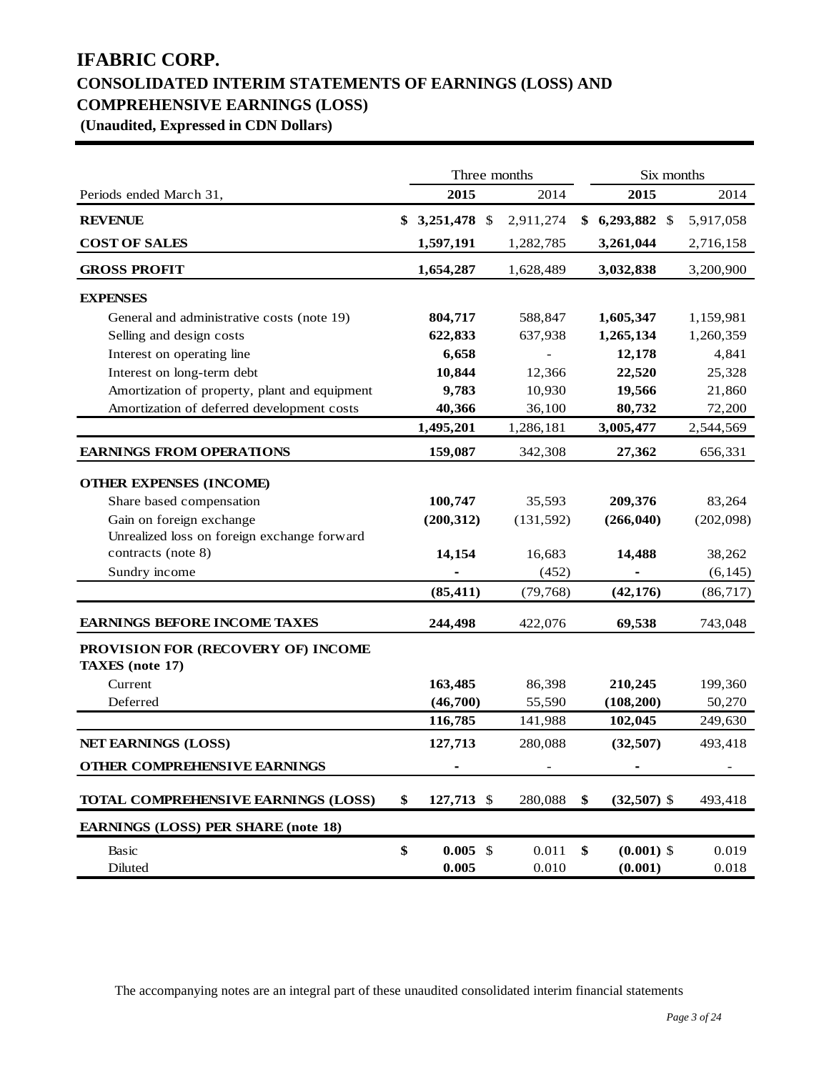# IFABRIC CORP.

## CONSOLIDATED INTERIM STATEMENTS OF EARNINGS (LOSS) AND COMPREHENSIVE EARNINGS (LOSS)

**(Unaudited, Expressed in CDN Dollars)**

| | Three months | | Six months | |
|---|---|---|---|---|
| Periods ended March 31, | **2015** | 2014 | **2015** | 2014 |
| **REVENUE** | **$ 3,251,478** | $ 2,911,274 | **$ 6,293,882** | $ 5,917,058 |
| **COST OF SALES** | **1,597,191** | 1,282,785 | **3,261,044** | 2,716,158 |
| **GROSS PROFIT** | **1,654,287** | 1,628,489 | **3,032,838** | 3,200,900 |
| **EXPENSES** | | | | |
| General and administrative costs (note 19) | **804,717** | 588,847 | **1,605,347** | 1,159,981 |
| Selling and design costs | **622,833** | 637,938 | **1,265,134** | 1,260,359 |
| Interest on operating line | **6,658** | - | **12,178** | 4,841 |
| Interest on long-term debt | **10,844** | 12,366 | **22,520** | 25,328 |
| Amortization of property, plant and equipment | **9,783** | 10,930 | **19,566** | 21,860 |
| Amortization of deferred development costs | **40,366** | 36,100 | **80,732** | 72,200 |
| | **1,495,201** | 1,286,181 | **3,005,477** | 2,544,569 |
| **EARNINGS FROM OPERATIONS** | **159,087** | 342,308 | **27,362** | 656,331 |
| **OTHER EXPENSES (INCOME)** | | | | |
| Share based compensation | **100,747** | 35,593 | **209,376** | 83,264 |
| Gain on foreign exchange | **(200,312)** | (131,592) | **(266,040)** | (202,098) |
| Unrealized loss on foreign exchange forward contracts (note 8) | **14,154** | 16,683 | **14,488** | 38,262 |
| Sundry income | **-** | (452) | **-** | (6,145) |
| | **(85,411)** | (79,768) | **(42,176)** | (86,717) |
| **EARNINGS BEFORE INCOME TAXES** | **244,498** | 422,076 | **69,538** | 743,048 |
| **PROVISION FOR (RECOVERY OF) INCOME TAXES (note 17)** | | | | |
| Current | **163,485** | 86,398 | **210,245** | 199,360 |
| Deferred | **(46,700)** | 55,590 | **(108,200)** | 50,270 |
| | **116,785** | 141,988 | **102,045** | 249,630 |
| **NET EARNINGS (LOSS)** | **127,713** | 280,088 | **(32,507)** | 493,418 |
| **OTHER COMPREHENSIVE EARNINGS** | **-** | - | **-** | - |
| **TOTAL COMPREHENSIVE EARNINGS (LOSS)** | **$ 127,713** | $ 280,088 | **$ (32,507)** | $ 493,418 |
| **EARNINGS (LOSS) PER SHARE (note 18)** | | | | |
| Basic | **$ 0.005** | $ 0.011 | **$ (0.001)** | $ 0.019 |
| Diluted | **0.005** | 0.010 | **(0.001)** | 0.018 |

The accompanying notes are an integral part of these unaudited consolidated interim financial statements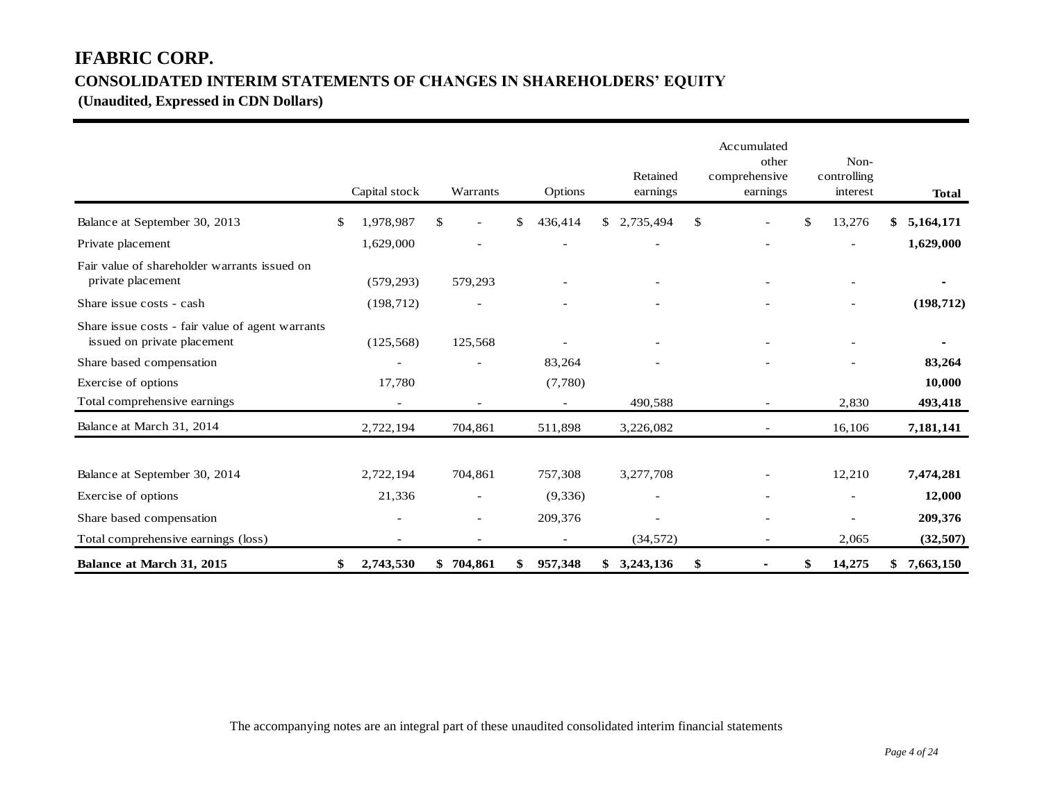# IFABRIC CORP.

## CONSOLIDATED INTERIM STATEMENTS OF CHANGES IN SHAREHOLDERS' EQUITY

**(Unaudited, Expressed in CDN Dollars)**

| | Capital stock | Warrants | Options | Retained earnings | Accumulated other comprehensive earnings | Non-controlling interest | **Total** |
|---|---|---|---|---|---|---|---|
| Balance at September 30, 2013 | $ 1,978,987 | $ - | $ 436,414 | $ 2,735,494 | $ - | $ 13,276 | **$ 5,164,171** |
| Private placement | 1,629,000 | - | - | - | - | - | **1,629,000** |
| Fair value of shareholder warrants issued on private placement | (579,293) | 579,293 | - | - | - | - | **-** |
| Share issue costs - cash | (198,712) | - | - | - | - | - | **(198,712)** |
| Share issue costs - fair value of agent warrants issued on private placement | (125,568) | 125,568 | - | - | - | - | **-** |
| Share based compensation | - | - | 83,264 | - | - | - | **83,264** |
| Exercise of options | 17,780 | | (7,780) | | | | **10,000** |
| Total comprehensive earnings | - | - | - | 490,588 | - | 2,830 | **493,418** |
| Balance at March 31, 2014 | 2,722,194 | 704,861 | 511,898 | 3,226,082 | - | 16,106 | **7,181,141** |
| | | | | | | | |
| Balance at September 30, 2014 | 2,722,194 | 704,861 | 757,308 | 3,277,708 | - | 12,210 | **7,474,281** |
| Exercise of options | 21,336 | - | (9,336) | - | - | - | **12,000** |
| Share based compensation | - | - | 209,376 | - | - | - | **209,376** |
| Total comprehensive earnings (loss) | - | - | - | (34,572) | - | 2,065 | **(32,507)** |
| **Balance at March 31, 2015** | **$ 2,743,530** | **$ 704,861** | **$ 957,348** | **$ 3,243,136** | **$ -** | **$ 14,275** | **$ 7,663,150** |

The accompanying notes are an integral part of these unaudited consolidated interim financial statements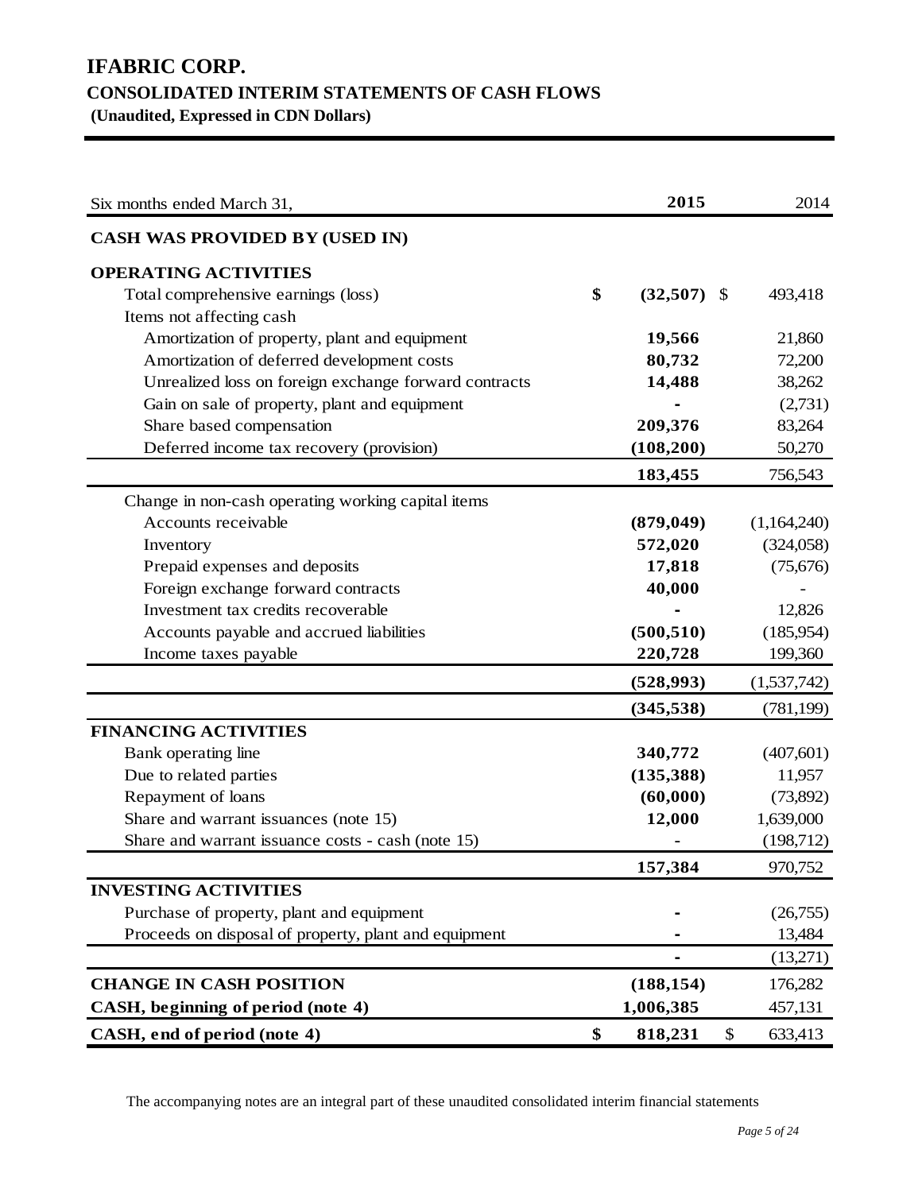# IFABRIC CORP.

## CONSOLIDATED INTERIM STATEMENTS OF CASH FLOWS

**(Unaudited, Expressed in CDN Dollars)**

| Six months ended March 31, | 2015 | 2014 |
|---|---|---|
| **CASH WAS PROVIDED BY (USED IN)** | | |
| **OPERATING ACTIVITIES** | | |
| Total comprehensive earnings (loss) | **$ (32,507)** | $ 493,418 |
| Items not affecting cash | | |
| Amortization of property, plant and equipment | **19,566** | 21,860 |
| Amortization of deferred development costs | **80,732** | 72,200 |
| Unrealized loss on foreign exchange forward contracts | **14,488** | 38,262 |
| Gain on sale of property, plant and equipment | **-** | (2,731) |
| Share based compensation | **209,376** | 83,264 |
| Deferred income tax recovery (provision) | **(108,200)** | 50,270 |
| | **183,455** | 756,543 |
| Change in non-cash operating working capital items | | |
| Accounts receivable | **(879,049)** | (1,164,240) |
| Inventory | **572,020** | (324,058) |
| Prepaid expenses and deposits | **17,818** | (75,676) |
| Foreign exchange forward contracts | **40,000** | - |
| Investment tax credits recoverable | **-** | 12,826 |
| Accounts payable and accrued liabilities | **(500,510)** | (185,954) |
| Income taxes payable | **220,728** | 199,360 |
| | **(528,993)** | (1,537,742) |
| | **(345,538)** | (781,199) |
| **FINANCING ACTIVITIES** | | |
| Bank operating line | **340,772** | (407,601) |
| Due to related parties | **(135,388)** | 11,957 |
| Repayment of loans | **(60,000)** | (73,892) |
| Share and warrant issuances (note 15) | **12,000** | 1,639,000 |
| Share and warrant issuance costs - cash (note 15) | - | (198,712) |
| | **157,384** | 970,752 |
| **INVESTING ACTIVITIES** | | |
| Purchase of property, plant and equipment | **-** | (26,755) |
| Proceeds on disposal of property, plant and equipment | **-** | 13,484 |
| | **-** | (13,271) |
| **CHANGE IN CASH POSITION** | **(188,154)** | 176,282 |
| **CASH, beginning of period (note 4)** | **1,006,385** | 457,131 |
| **CASH, end of period (note 4)** | **$ 818,231** | $ 633,413 |

The accompanying notes are an integral part of these unaudited consolidated interim financial statements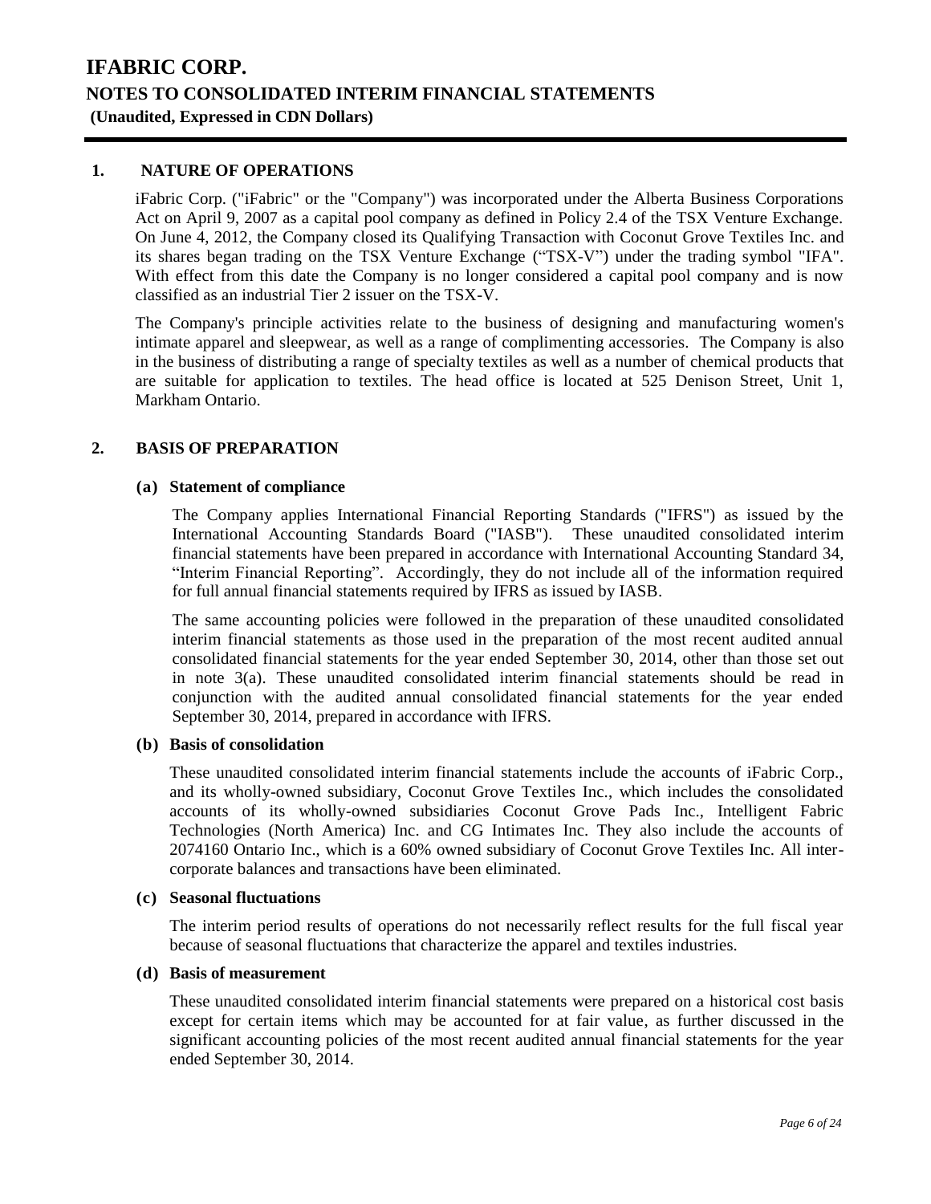# IFABRIC CORP.

## NOTES TO CONSOLIDATED INTERIM FINANCIAL STATEMENTS

**(Unaudited, Expressed in CDN Dollars)**

### 1. NATURE OF OPERATIONS

iFabric Corp. ("iFabric" or the "Company") was incorporated under the Alberta Business Corporations Act on April 9, 2007 as a capital pool company as defined in Policy 2.4 of the TSX Venture Exchange. On June 4, 2012, the Company closed its Qualifying Transaction with Coconut Grove Textiles Inc. and its shares began trading on the TSX Venture Exchange ("TSX-V") under the trading symbol "IFA". With effect from this date the Company is no longer considered a capital pool company and is now classified as an industrial Tier 2 issuer on the TSX-V.

The Company's principle activities relate to the business of designing and manufacturing women's intimate apparel and sleepwear, as well as a range of complimenting accessories. The Company is also in the business of distributing a range of specialty textiles as well as a number of chemical products that are suitable for application to textiles. The head office is located at 525 Denison Street, Unit 1, Markham Ontario.

### 2. BASIS OF PREPARATION

#### (a) Statement of compliance

The Company applies International Financial Reporting Standards ("IFRS") as issued by the International Accounting Standards Board ("IASB"). These unaudited consolidated interim financial statements have been prepared in accordance with International Accounting Standard 34, "Interim Financial Reporting". Accordingly, they do not include all of the information required for full annual financial statements required by IFRS as issued by IASB.

The same accounting policies were followed in the preparation of these unaudited consolidated interim financial statements as those used in the preparation of the most recent audited annual consolidated financial statements for the year ended September 30, 2014, other than those set out in note 3(a). These unaudited consolidated interim financial statements should be read in conjunction with the audited annual consolidated financial statements for the year ended September 30, 2014, prepared in accordance with IFRS.

#### (b) Basis of consolidation

These unaudited consolidated interim financial statements include the accounts of iFabric Corp., and its wholly-owned subsidiary, Coconut Grove Textiles Inc., which includes the consolidated accounts of its wholly-owned subsidiaries Coconut Grove Pads Inc., Intelligent Fabric Technologies (North America) Inc. and CG Intimates Inc. They also include the accounts of 2074160 Ontario Inc., which is a 60% owned subsidiary of Coconut Grove Textiles Inc. All inter-corporate balances and transactions have been eliminated.

#### (c) Seasonal fluctuations

The interim period results of operations do not necessarily reflect results for the full fiscal year because of seasonal fluctuations that characterize the apparel and textiles industries.

#### (d) Basis of measurement

These unaudited consolidated interim financial statements were prepared on a historical cost basis except for certain items which may be accounted for at fair value, as further discussed in the significant accounting policies of the most recent audited annual financial statements for the year ended September 30, 2014.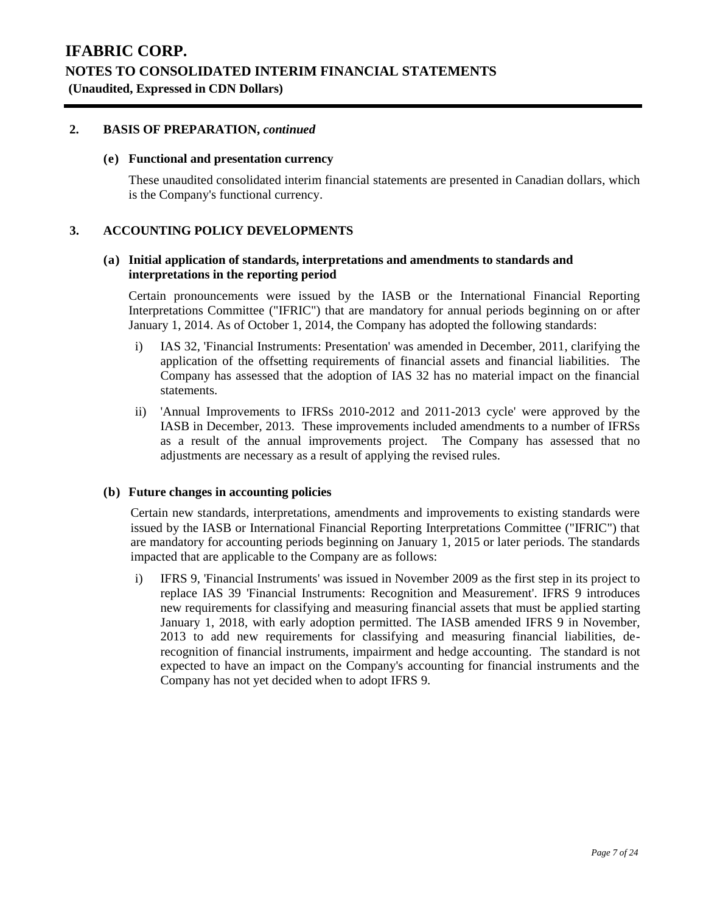## 2. BASIS OF PREPARATION, *continued*

### (e) Functional and presentation currency

These unaudited consolidated interim financial statements are presented in Canadian dollars, which is the Company's functional currency.

## 3. ACCOUNTING POLICY DEVELOPMENTS

### (a) Initial application of standards, interpretations and amendments to standards and interpretations in the reporting period

Certain pronouncements were issued by the IASB or the International Financial Reporting Interpretations Committee ("IFRIC") that are mandatory for annual periods beginning on or after January 1, 2014. As of October 1, 2014, the Company has adopted the following standards:

i) IAS 32, 'Financial Instruments: Presentation' was amended in December, 2011, clarifying the application of the offsetting requirements of financial assets and financial liabilities. The Company has assessed that the adoption of IAS 32 has no material impact on the financial statements.

ii) 'Annual Improvements to IFRSs 2010-2012 and 2011-2013 cycle' were approved by the IASB in December, 2013. These improvements included amendments to a number of IFRSs as a result of the annual improvements project. The Company has assessed that no adjustments are necessary as a result of applying the revised rules.

### (b) Future changes in accounting policies

Certain new standards, interpretations, amendments and improvements to existing standards were issued by the IASB or International Financial Reporting Interpretations Committee ("IFRIC") that are mandatory for accounting periods beginning on January 1, 2015 or later periods. The standards impacted that are applicable to the Company are as follows:

i) IFRS 9, 'Financial Instruments' was issued in November 2009 as the first step in its project to replace IAS 39 'Financial Instruments: Recognition and Measurement'. IFRS 9 introduces new requirements for classifying and measuring financial assets that must be applied starting January 1, 2018, with early adoption permitted. The IASB amended IFRS 9 in November, 2013 to add new requirements for classifying and measuring financial liabilities, de-recognition of financial instruments, impairment and hedge accounting. The standard is not expected to have an impact on the Company's accounting for financial instruments and the Company has not yet decided when to adopt IFRS 9.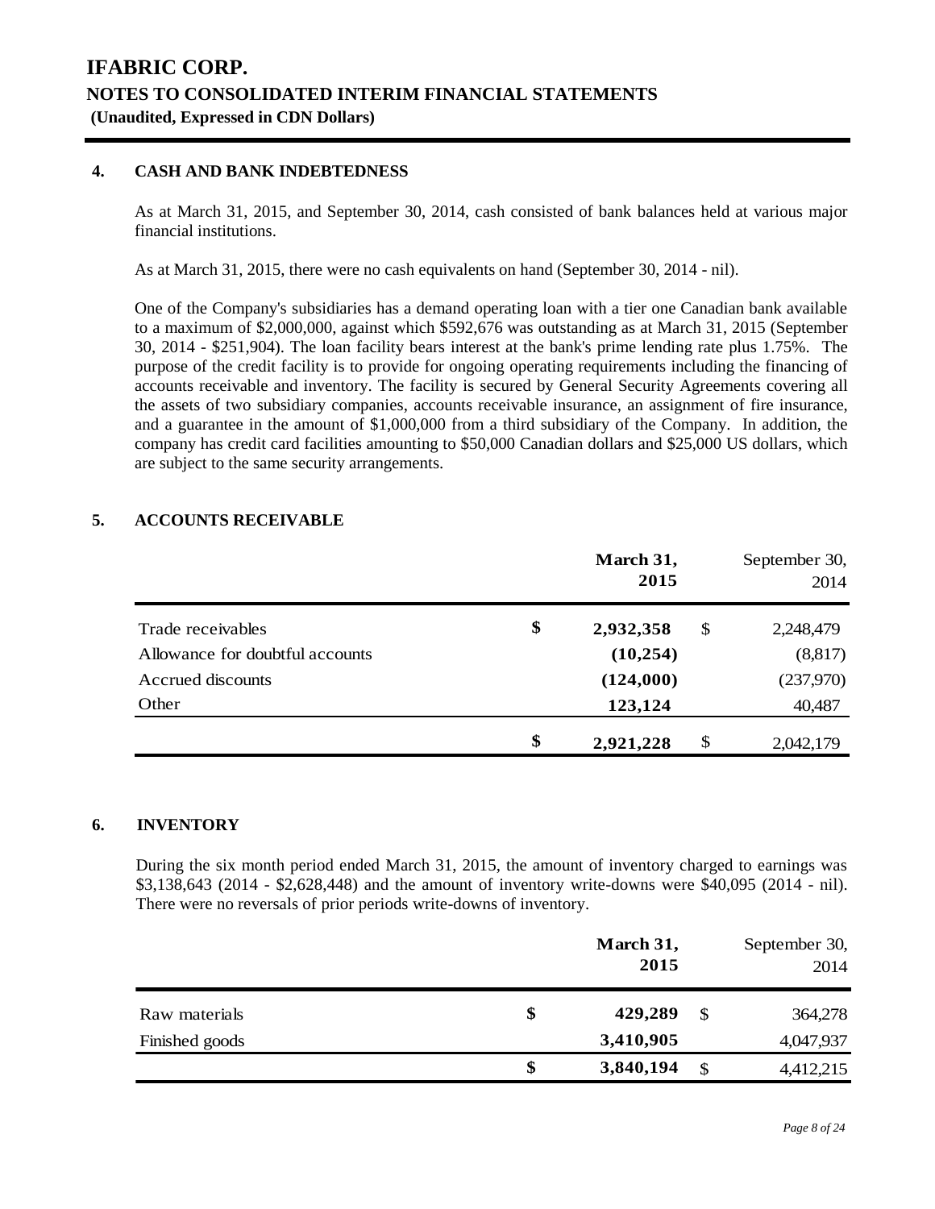## 4. CASH AND BANK INDEBTEDNESS

As at March 31, 2015, and September 30, 2014, cash consisted of bank balances held at various major financial institutions.

As at March 31, 2015, there were no cash equivalents on hand (September 30, 2014 - nil).

One of the Company's subsidiaries has a demand operating loan with a tier one Canadian bank available to a maximum of $2,000,000, against which $592,676 was outstanding as at March 31, 2015 (September 30, 2014 - $251,904). The loan facility bears interest at the bank's prime lending rate plus 1.75%. The purpose of the credit facility is to provide for ongoing operating requirements including the financing of accounts receivable and inventory. The facility is secured by General Security Agreements covering all the assets of two subsidiary companies, accounts receivable insurance, an assignment of fire insurance, and a guarantee in the amount of $1,000,000 from a third subsidiary of the Company. In addition, the company has credit card facilities amounting to $50,000 Canadian dollars and $25,000 US dollars, which are subject to the same security arrangements.

## 5. ACCOUNTS RECEIVABLE

| | | **March 31, 2015** | | September 30, 2014 |
|---|---|---|---|---|
| Trade receivables | **$** | **2,932,358** | $ | 2,248,479 |
| Allowance for doubtful accounts | | **(10,254)** | | (8,817) |
| Accrued discounts | | **(124,000)** | | (237,970) |
| Other | | **123,124** | | 40,487 |
| | **$** | **2,921,228** | $ | 2,042,179 |

## 6. INVENTORY

During the six month period ended March 31, 2015, the amount of inventory charged to earnings was $3,138,643 (2014 - $2,628,448) and the amount of inventory write-downs were $40,095 (2014 - nil). There were no reversals of prior periods write-downs of inventory.

| | | **March 31, 2015** | | September 30, 2014 |
|---|---|---|---|---|
| Raw materials | **$** | **429,289** | $ | 364,278 |
| Finished goods | | **3,410,905** | | 4,047,937 |
| | **$** | **3,840,194** | $ | 4,412,215 |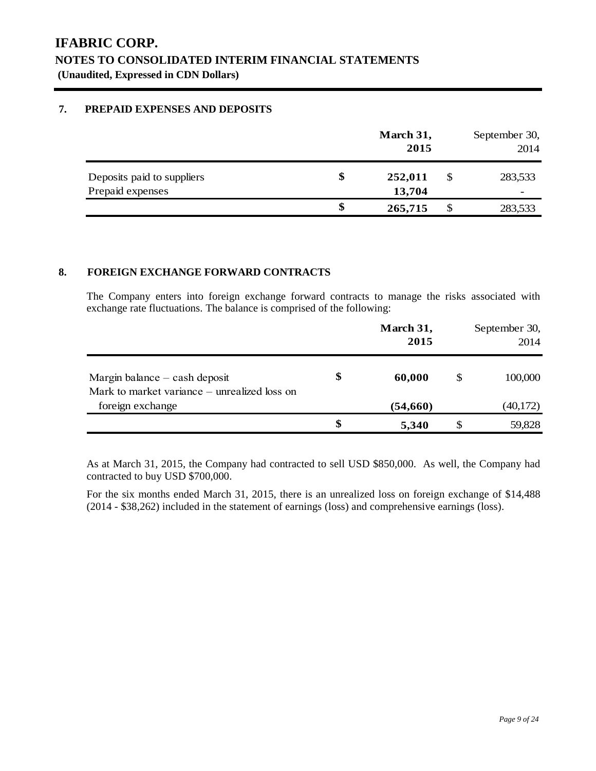# IFABRIC CORP.

## NOTES TO CONSOLIDATED INTERIM FINANCIAL STATEMENTS

**(Unaudited, Expressed in CDN Dollars)**

### 7. PREPAID EXPENSES AND DEPOSITS

| | | **March 31, 2015** | | September 30, 2014 |
|---|---|---|---|---|
| Deposits paid to suppliers | **$** | **252,011** | $ | 283,533 |
| Prepaid expenses | | **13,704** | | - |
| | **$** | **265,715** | $ | 283,533 |

### 8. FOREIGN EXCHANGE FORWARD CONTRACTS

The Company enters into foreign exchange forward contracts to manage the risks associated with exchange rate fluctuations. The balance is comprised of the following:

| | | **March 31, 2015** | | September 30, 2014 |
|---|---|---|---|---|
| Margin balance – cash deposit | **$** | **60,000** | $ | 100,000 |
| Mark to market variance – unrealized loss on foreign exchange | | **(54,660)** | | (40,172) |
| | **$** | **5,340** | $ | 59,828 |

As at March 31, 2015, the Company had contracted to sell USD $850,000. As well, the Company had contracted to buy USD $700,000.

For the six months ended March 31, 2015, there is an unrealized loss on foreign exchange of $14,488 (2014 - $38,262) included in the statement of earnings (loss) and comprehensive earnings (loss).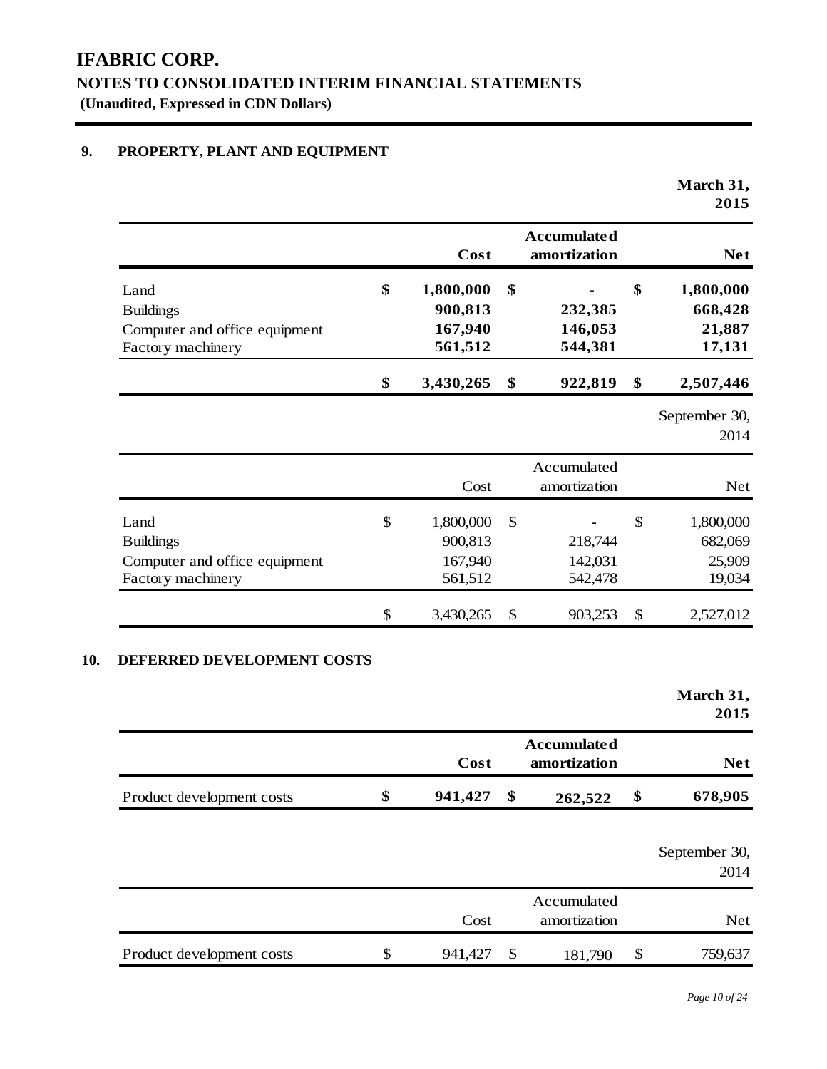# IFABRIC CORP.

## NOTES TO CONSOLIDATED INTERIM FINANCIAL STATEMENTS

**(Unaudited, Expressed in CDN Dollars)**

### 9. PROPERTY, PLANT AND EQUIPMENT

**March 31, 2015**

| | **Cost** | **Accumulated amortization** | **Net** |
|---|---|---|---|
| Land | **$ 1,800,000** | **$ -** | **$ 1,800,000** |
| Buildings | **900,813** | **232,385** | **668,428** |
| Computer and office equipment | **167,940** | **146,053** | **21,887** |
| Factory machinery | **561,512** | **544,381** | **17,131** |
| | **$ 3,430,265** | **$ 922,819** | **$ 2,507,446** |

September 30, 2014

| | Cost | Accumulated amortization | Net |
|---|---|---|---|
| Land | $ 1,800,000 | $ - | $ 1,800,000 |
| Buildings | 900,813 | 218,744 | 682,069 |
| Computer and office equipment | 167,940 | 142,031 | 25,909 |
| Factory machinery | 561,512 | 542,478 | 19,034 |
| | $ 3,430,265 | $ 903,253 | $ 2,527,012 |

### 10. DEFERRED DEVELOPMENT COSTS

**March 31, 2015**

| | **Cost** | **Accumulated amortization** | **Net** |
|---|---|---|---|
| Product development costs | **$ 941,427** | **$ 262,522** | **$ 678,905** |

September 30, 2014

| | Cost | Accumulated amortization | Net |
|---|---|---|---|
| Product development costs | $ 941,427 | $ 181,790 | $ 759,637 |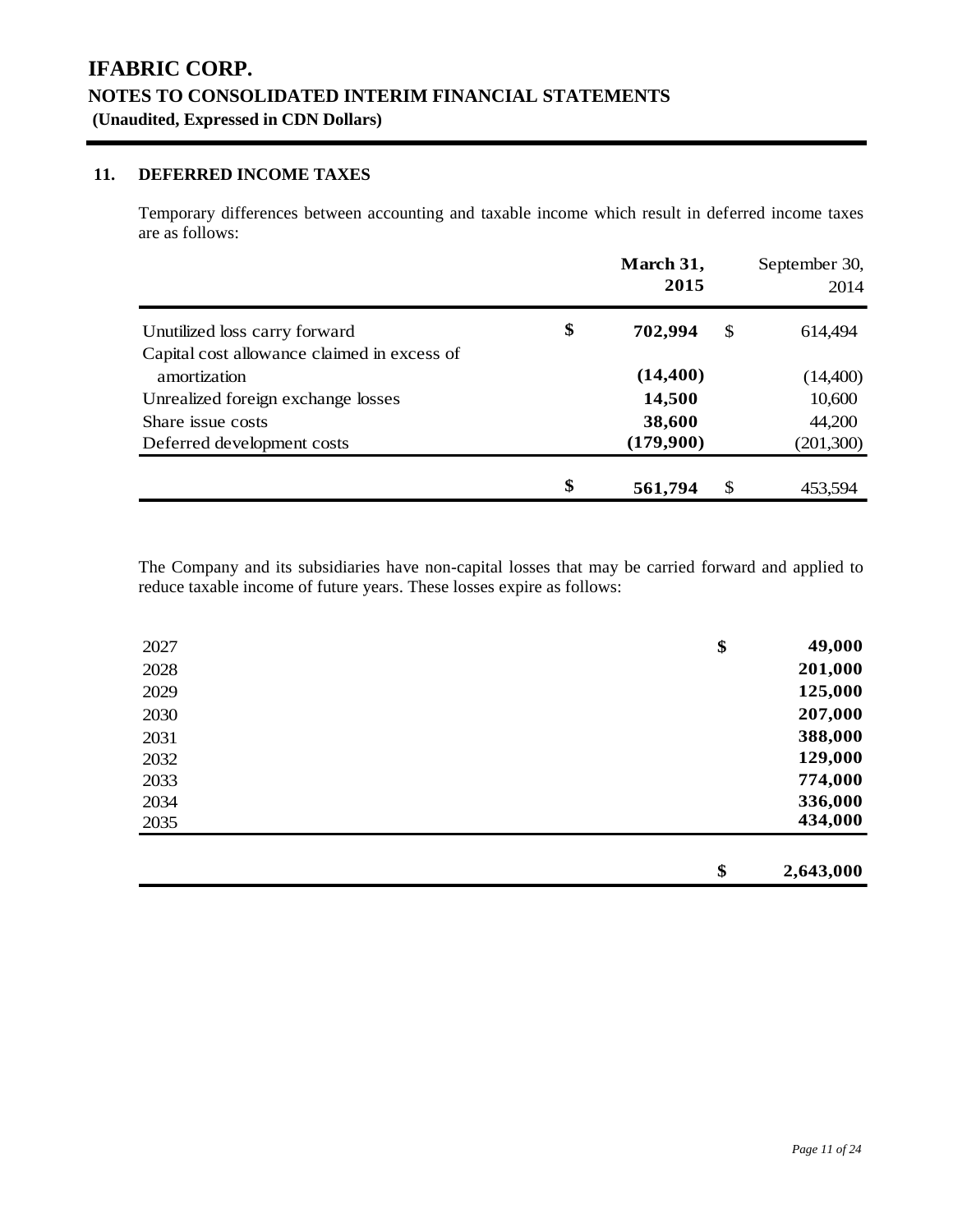# IFABRIC CORP.

## NOTES TO CONSOLIDATED INTERIM FINANCIAL STATEMENTS

**(Unaudited, Expressed in CDN Dollars)**

### 11. DEFERRED INCOME TAXES

Temporary differences between accounting and taxable income which result in deferred income taxes are as follows:

| | | **March 31, 2015** | | September 30, 2014 |
|---|---|---|---|---|
| Unutilized loss carry forward | **$** | **702,994** | $ | 614,494 |
| Capital cost allowance claimed in excess of amortization | | **(14,400)** | | (14,400) |
| Unrealized foreign exchange losses | | **14,500** | | 10,600 |
| Share issue costs | | **38,600** | | 44,200 |
| Deferred development costs | | **(179,900)** | | (201,300) |
| | **$** | **561,794** | $ | 453,594 |

The Company and its subsidiaries have non-capital losses that may be carried forward and applied to reduce taxable income of future years. These losses expire as follows:

| | | |
|---|---|---|
| 2027 | **$** | **49,000** |
| 2028 | | **201,000** |
| 2029 | | **125,000** |
| 2030 | | **207,000** |
| 2031 | | **388,000** |
| 2032 | | **129,000** |
| 2033 | | **774,000** |
| 2034 | | **336,000** |
| 2035 | | **434,000** |
| | **$** | **2,643,000** |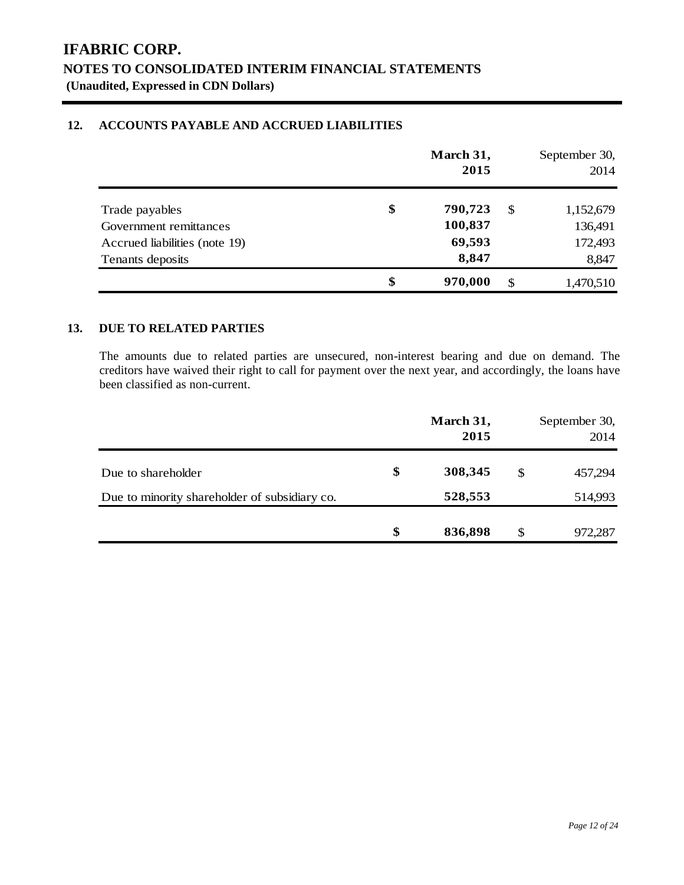# IFABRIC CORP.

## NOTES TO CONSOLIDATED INTERIM FINANCIAL STATEMENTS

**(Unaudited, Expressed in CDN Dollars)**

### 12. ACCOUNTS PAYABLE AND ACCRUED LIABILITIES

| | | **March 31, 2015** | | September 30, 2014 |
|---|---|---|---|---|
| Trade payables | **$** | **790,723** | $ | 1,152,679 |
| Government remittances | | **100,837** | | 136,491 |
| Accrued liabilities (note 19) | | **69,593** | | 172,493 |
| Tenants deposits | | **8,847** | | 8,847 |
| | **$** | **970,000** | $ | 1,470,510 |

### 13. DUE TO RELATED PARTIES

The amounts due to related parties are unsecured, non-interest bearing and due on demand. The creditors have waived their right to call for payment over the next year, and accordingly, the loans have been classified as non-current.

| | | **March 31, 2015** | | September 30, 2014 |
|---|---|---|---|---|
| Due to shareholder | **$** | **308,345** | $ | 457,294 |
| Due to minority shareholder of subsidiary co. | | **528,553** | | 514,993 |
| | **$** | **836,898** | $ | 972,287 |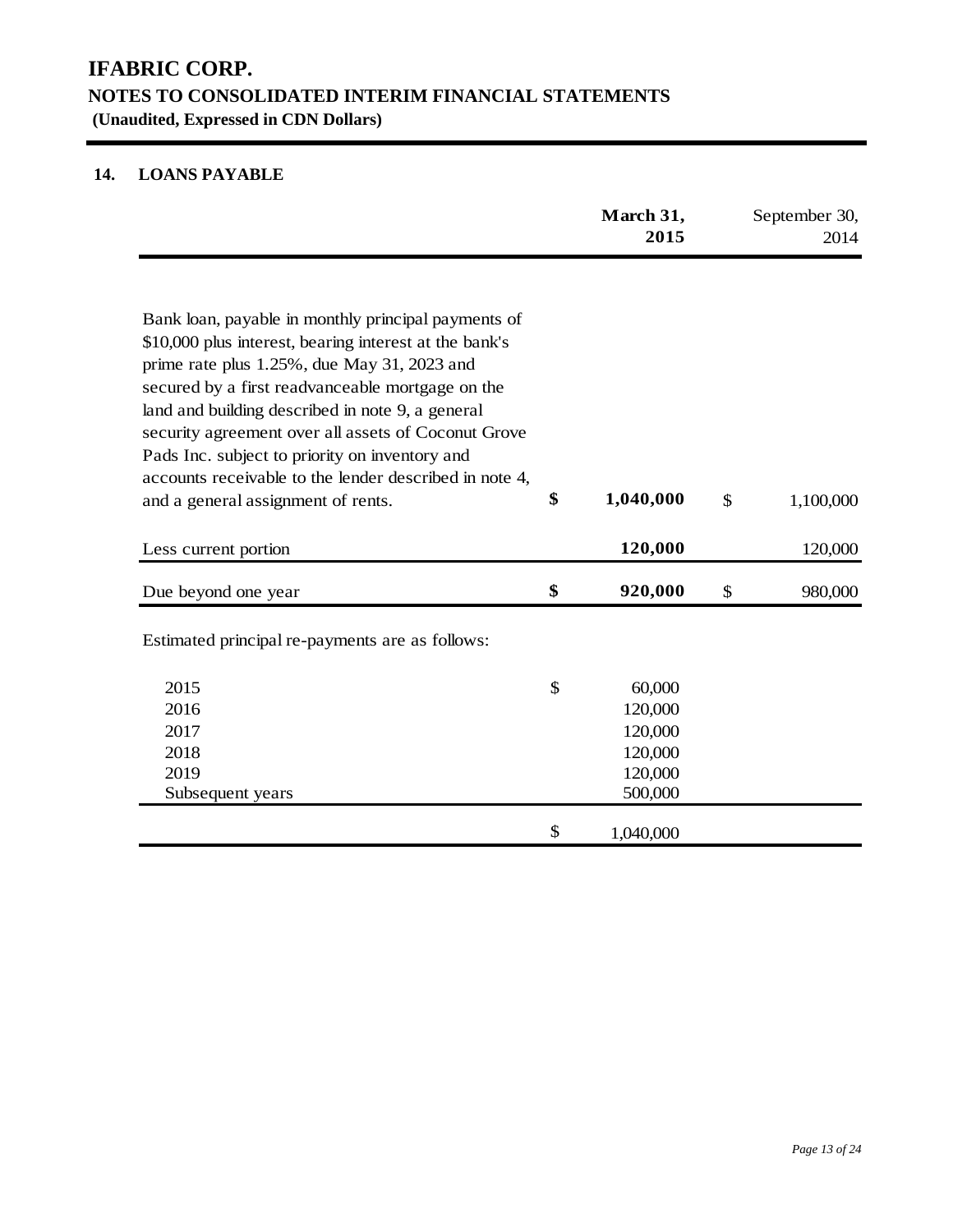# IFABRIC CORP.
## NOTES TO CONSOLIDATED INTERIM FINANCIAL STATEMENTS
**(Unaudited, Expressed in CDN Dollars)**

### 14. LOANS PAYABLE

| | March 31, 2015 | September 30, 2014 |
|---|---|---|
| Bank loan, payable in monthly principal payments of \$10,000 plus interest, bearing interest at the bank's prime rate plus 1.25%, due May 31, 2023 and secured by a first readvanceable mortgage on the land and building described in note 9, a general security agreement over all assets of Coconut Grove Pads Inc. subject to priority on inventory and accounts receivable to the lender described in note 4, and a general assignment of rents. | **\$ 1,040,000** | \$ 1,100,000 |
| Less current portion | **120,000** | 120,000 |
| Due beyond one year | **\$ 920,000** | \$ 980,000 |

Estimated principal re-payments are as follows:

| | |
|---|---|
| 2015 | \$ 60,000 |
| 2016 | 120,000 |
| 2017 | 120,000 |
| 2018 | 120,000 |
| 2019 | 120,000 |
| Subsequent years | 500,000 |
| | \$ 1,040,000 |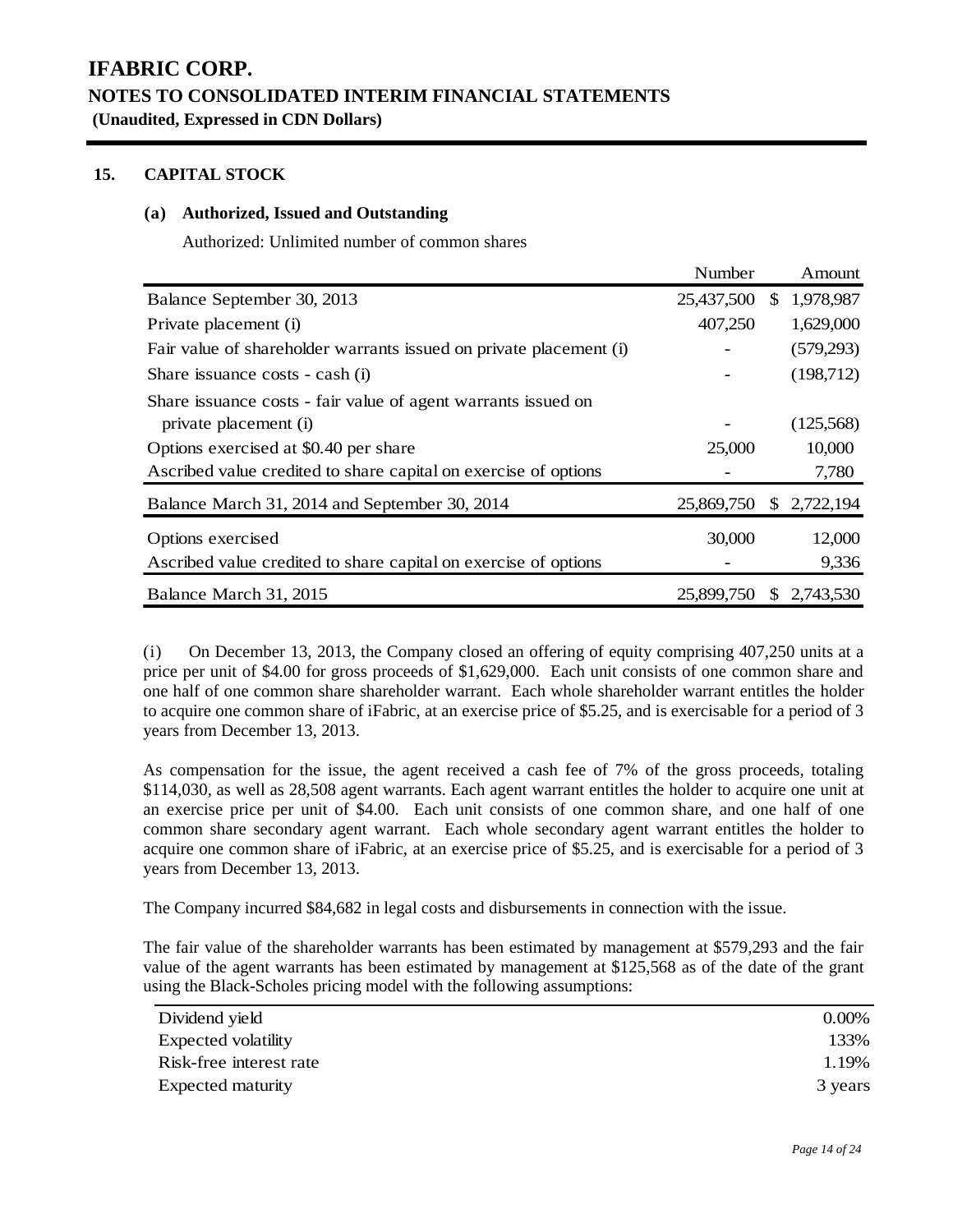# IFABRIC CORP.

## NOTES TO CONSOLIDATED INTERIM FINANCIAL STATEMENTS

**(Unaudited, Expressed in CDN Dollars)**

### 15. CAPITAL STOCK

#### (a) Authorized, Issued and Outstanding

Authorized: Unlimited number of common shares

| | Number | Amount |
|---|---|---|
| Balance September 30, 2013 | 25,437,500 | $ 1,978,987 |
| Private placement (i) | 407,250 | 1,629,000 |
| Fair value of shareholder warrants issued on private placement (i) | - | (579,293) |
| Share issuance costs - cash (i) | - | (198,712) |
| Share issuance costs - fair value of agent warrants issued on private placement (i) | - | (125,568) |
| Options exercised at $0.40 per share | 25,000 | 10,000 |
| Ascribed value credited to share capital on exercise of options | - | 7,780 |
| Balance March 31, 2014 and September 30, 2014 | 25,869,750 | $ 2,722,194 |
| Options exercised | 30,000 | 12,000 |
| Ascribed value credited to share capital on exercise of options | - | 9,336 |
| Balance March 31, 2015 | 25,899,750 | $ 2,743,530 |

(i) On December 13, 2013, the Company closed an offering of equity comprising 407,250 units at a price per unit of $4.00 for gross proceeds of $1,629,000. Each unit consists of one common share and one half of one common share shareholder warrant. Each whole shareholder warrant entitles the holder to acquire one common share of iFabric, at an exercise price of $5.25, and is exercisable for a period of 3 years from December 13, 2013.

As compensation for the issue, the agent received a cash fee of 7% of the gross proceeds, totaling $114,030, as well as 28,508 agent warrants. Each agent warrant entitles the holder to acquire one unit at an exercise price per unit of $4.00. Each unit consists of one common share, and one half of one common share secondary agent warrant. Each whole secondary agent warrant entitles the holder to acquire one common share of iFabric, at an exercise price of $5.25, and is exercisable for a period of 3 years from December 13, 2013.

The Company incurred $84,682 in legal costs and disbursements in connection with the issue.

The fair value of the shareholder warrants has been estimated by management at $579,293 and the fair value of the agent warrants has been estimated by management at $125,568 as of the date of the grant using the Black-Scholes pricing model with the following assumptions:

| | |
|---|---|
| Dividend yield | 0.00% |
| Expected volatility | 133% |
| Risk-free interest rate | 1.19% |
| Expected maturity | 3 years |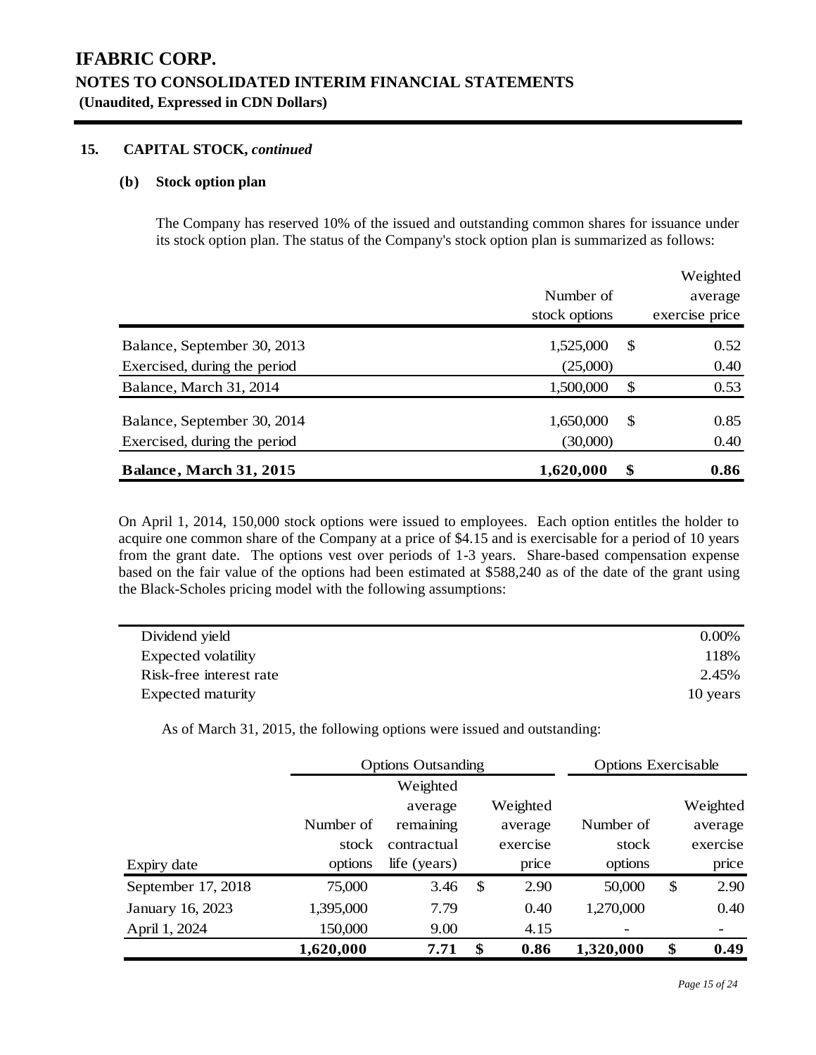# IFABRIC CORP.

## NOTES TO CONSOLIDATED INTERIM FINANCIAL STATEMENTS

**(Unaudited, Expressed in CDN Dollars)**

### 15. CAPITAL STOCK, *continued*

#### (b) Stock option plan

The Company has reserved 10% of the issued and outstanding common shares for issuance under its stock option plan. The status of the Company's stock option plan is summarized as follows:

| | Number of stock options | Weighted average exercise price |
|---|---|---|
| Balance, September 30, 2013 | 1,525,000 | $ 0.52 |
| Exercised, during the period | (25,000) | 0.40 |
| Balance, March 31, 2014 | 1,500,000 | $ 0.53 |
| Balance, September 30, 2014 | 1,650,000 | $ 0.85 |
| Exercised, during the period | (30,000) | 0.40 |
| **Balance, March 31, 2015** | **1,620,000** | **$ 0.86** |

On April 1, 2014, 150,000 stock options were issued to employees. Each option entitles the holder to acquire one common share of the Company at a price of $4.15 and is exercisable for a period of 10 years from the grant date. The options vest over periods of 1-3 years. Share-based compensation expense based on the fair value of the options had been estimated at $588,240 as of the date of the grant using the Black-Scholes pricing model with the following assumptions:

| | |
|---|---|
| Dividend yield | 0.00% |
| Expected volatility | 118% |
| Risk-free interest rate | 2.45% |
| Expected maturity | 10 years |

As of March 31, 2015, the following options were issued and outstanding:

| | Options Outsanding | | | Options Exercisable | |
|---|---|---|---|---|---|
| Expiry date | Number of stock options | Weighted average remaining contractual life (years) | Weighted average exercise price | Number of stock options | Weighted average exercise price |
| September 17, 2018 | 75,000 | 3.46 | $ 2.90 | 50,000 | $ 2.90 |
| January 16, 2023 | 1,395,000 | 7.79 | 0.40 | 1,270,000 | 0.40 |
| April 1, 2024 | 150,000 | 9.00 | 4.15 | - | - |
| | **1,620,000** | **7.71** | **$ 0.86** | **1,320,000** | **$ 0.49** |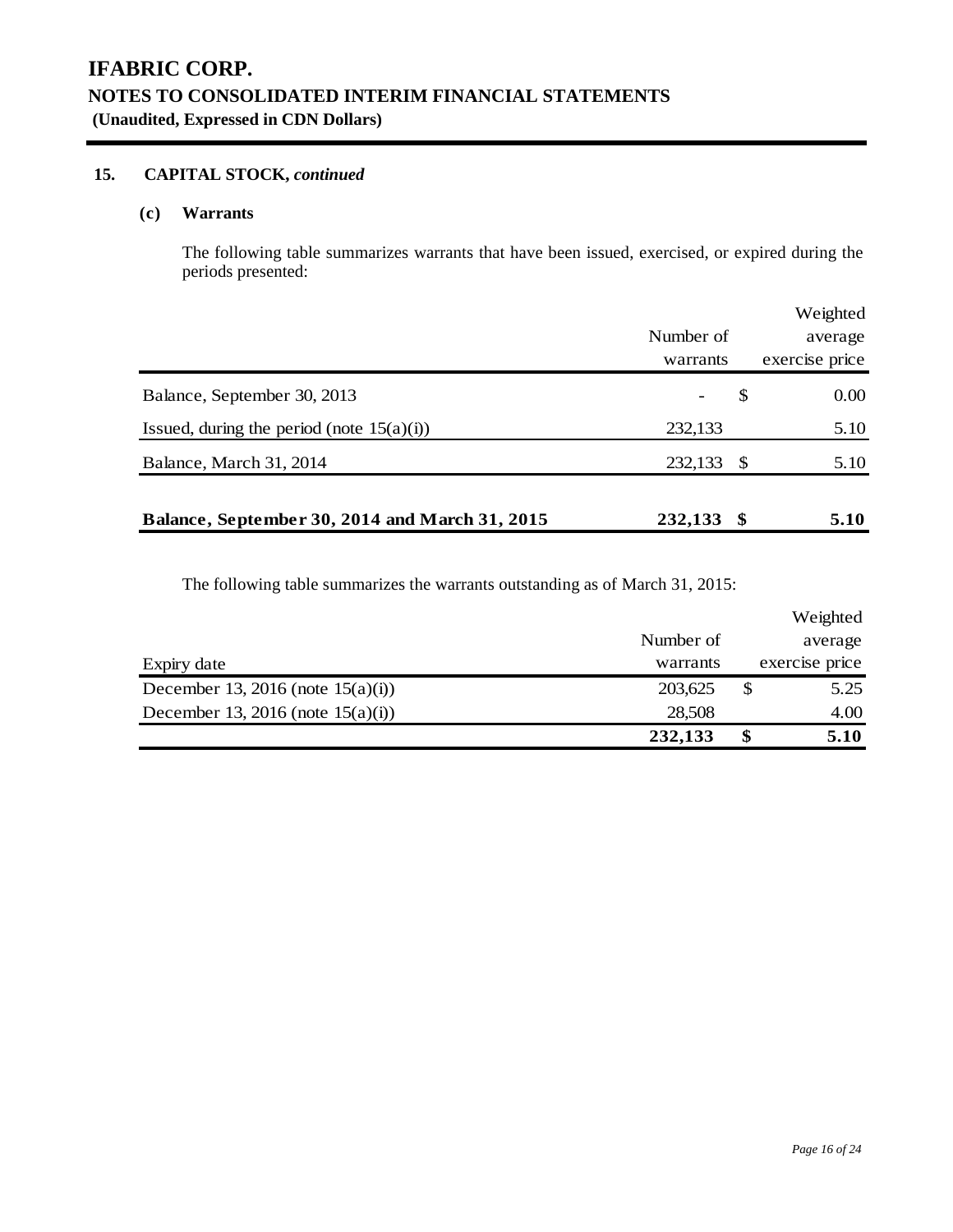# IFABRIC CORP.

## NOTES TO CONSOLIDATED INTERIM FINANCIAL STATEMENTS

**(Unaudited, Expressed in CDN Dollars)**

### 15. CAPITAL STOCK, *continued*

#### (c) Warrants

The following table summarizes warrants that have been issued, exercised, or expired during the periods presented:

| | Number of warrants | Weighted average exercise price |
|---|---|---|
| Balance, September 30, 2013 | - | $ 0.00 |
| Issued, during the period (note 15(a)(i)) | 232,133 | 5.10 |
| Balance, March 31, 2014 | 232,133 | $ 5.10 |
| **Balance, September 30, 2014 and March 31, 2015** | **232,133** | **$ 5.10** |

The following table summarizes the warrants outstanding as of March 31, 2015:

| Expiry date | Number of warrants | Weighted average exercise price |
|---|---|---|
| December 13, 2016 (note 15(a)(i)) | 203,625 | $ 5.25 |
| December 13, 2016 (note 15(a)(i)) | 28,508 | 4.00 |
| | **232,133** | **$ 5.10** |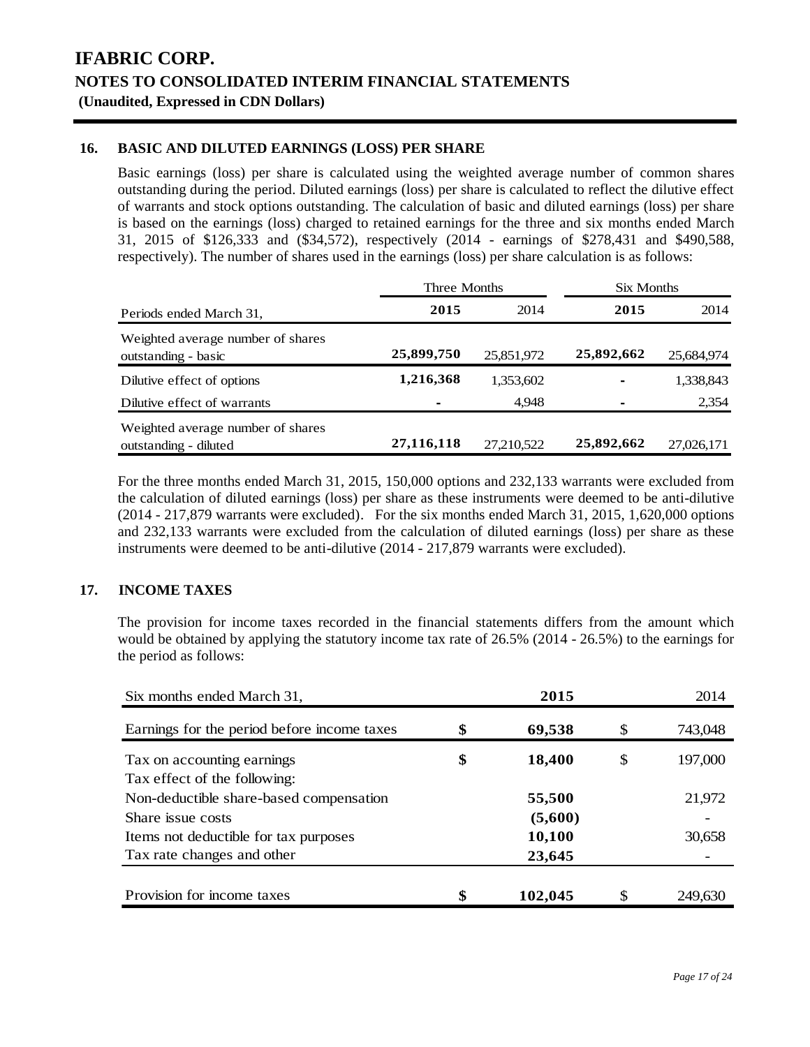# IFABRIC CORP.
## NOTES TO CONSOLIDATED INTERIM FINANCIAL STATEMENTS
**(Unaudited, Expressed in CDN Dollars)**

### 16. BASIC AND DILUTED EARNINGS (LOSS) PER SHARE

Basic earnings (loss) per share is calculated using the weighted average number of common shares outstanding during the period. Diluted earnings (loss) per share is calculated to reflect the dilutive effect of warrants and stock options outstanding. The calculation of basic and diluted earnings (loss) per share is based on the earnings (loss) charged to retained earnings for the three and six months ended March 31, 2015 of $126,333 and ($34,572), respectively (2014 - earnings of $278,431 and $490,588, respectively). The number of shares used in the earnings (loss) per share calculation is as follows:

| | Three Months | | Six Months | |
|---|---|---|---|---|
| Periods ended March 31, | **2015** | 2014 | **2015** | 2014 |
| Weighted average number of shares outstanding - basic | **25,899,750** | 25,851,972 | **25,892,662** | 25,684,974 |
| Dilutive effect of options | **1,216,368** | 1,353,602 | **-** | 1,338,843 |
| Dilutive effect of warrants | **-** | 4,948 | **-** | 2,354 |
| Weighted average number of shares outstanding - diluted | **27,116,118** | 27,210,522 | **25,892,662** | 27,026,171 |

For the three months ended March 31, 2015, 150,000 options and 232,133 warrants were excluded from the calculation of diluted earnings (loss) per share as these instruments were deemed to be anti-dilutive (2014 - 217,879 warrants were excluded). For the six months ended March 31, 2015, 1,620,000 options and 232,133 warrants were excluded from the calculation of diluted earnings (loss) per share as these instruments were deemed to be anti-dilutive (2014 - 217,879 warrants were excluded).

### 17. INCOME TAXES

The provision for income taxes recorded in the financial statements differs from the amount which would be obtained by applying the statutory income tax rate of 26.5% (2014 - 26.5%) to the earnings for the period as follows:

| Six months ended March 31, | | **2015** | | 2014 |
|---|---|---|---|---|
| Earnings for the period before income taxes | **$** | **69,538** | $ | 743,048 |
| Tax on accounting earnings | **$** | **18,400** | $ | 197,000 |
| Tax effect of the following: | | | | |
| Non-deductible share-based compensation | | **55,500** | | 21,972 |
| Share issue costs | | **(5,600)** | | - |
| Items not deductible for tax purposes | | **10,100** | | 30,658 |
| Tax rate changes and other | | **23,645** | | - |
| Provision for income taxes | **$** | **102,045** | $ | 249,630 |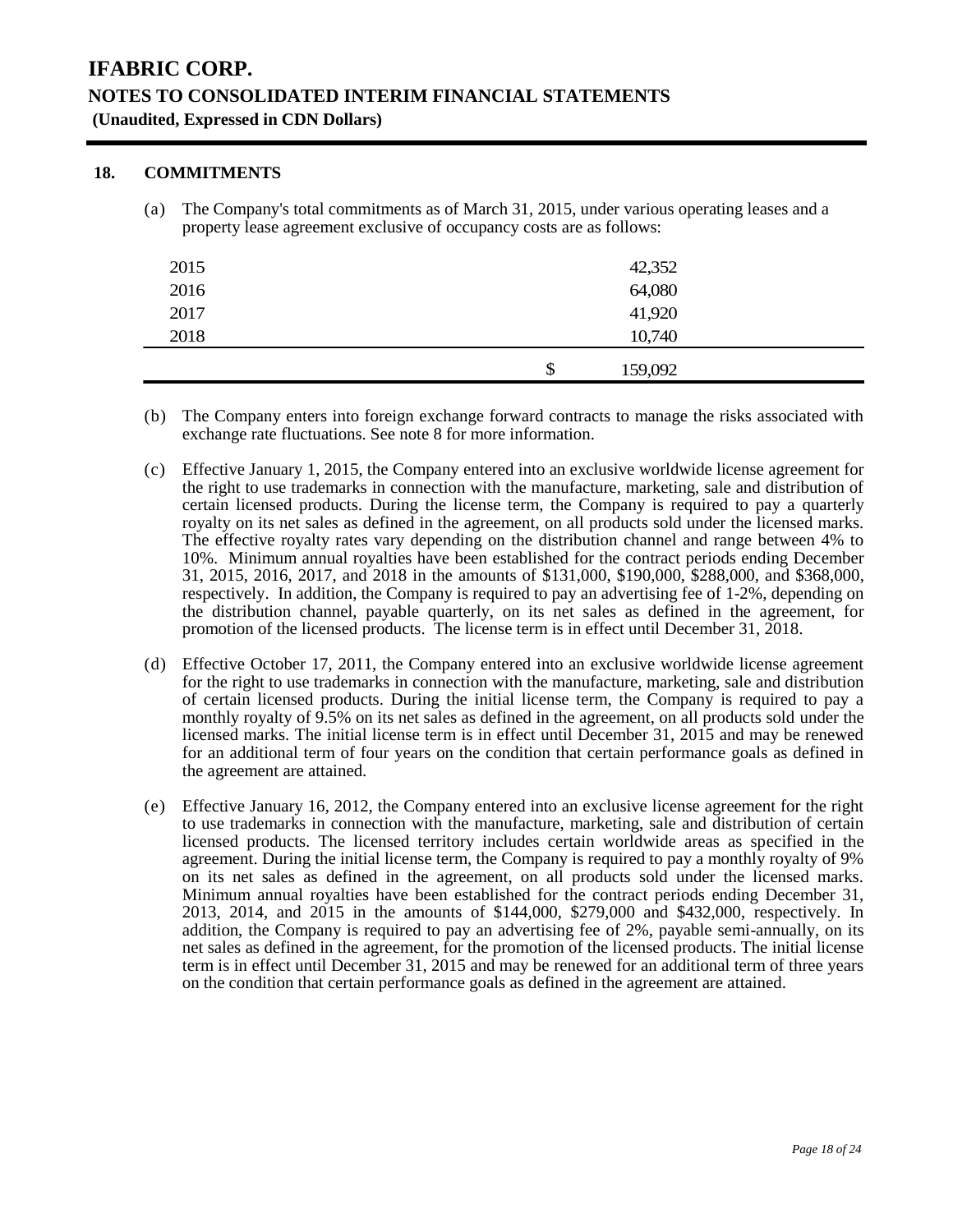# IFABRIC CORP.

## NOTES TO CONSOLIDATED INTERIM FINANCIAL STATEMENTS

**(Unaudited, Expressed in CDN Dollars)**

### 18. COMMITMENTS

(a) The Company's total commitments as of March 31, 2015, under various operating leases and a property lease agreement exclusive of occupancy costs are as follows:

| | |
|---|---|
| 2015 | 42,352 |
| 2016 | 64,080 |
| 2017 | 41,920 |
| 2018 | 10,740 |
| | $ 159,092 |

(b) The Company enters into foreign exchange forward contracts to manage the risks associated with exchange rate fluctuations. See note 8 for more information.

(c) Effective January 1, 2015, the Company entered into an exclusive worldwide license agreement for the right to use trademarks in connection with the manufacture, marketing, sale and distribution of certain licensed products. During the license term, the Company is required to pay a quarterly royalty on its net sales as defined in the agreement, on all products sold under the licensed marks. The effective royalty rates vary depending on the distribution channel and range between 4% to 10%. Minimum annual royalties have been established for the contract periods ending December 31, 2015, 2016, 2017, and 2018 in the amounts of $131,000, $190,000, $288,000, and $368,000, respectively. In addition, the Company is required to pay an advertising fee of 1-2%, depending on the distribution channel, payable quarterly, on its net sales as defined in the agreement, for promotion of the licensed products. The license term is in effect until December 31, 2018.

(d) Effective October 17, 2011, the Company entered into an exclusive worldwide license agreement for the right to use trademarks in connection with the manufacture, marketing, sale and distribution of certain licensed products. During the initial license term, the Company is required to pay a monthly royalty of 9.5% on its net sales as defined in the agreement, on all products sold under the licensed marks. The initial license term is in effect until December 31, 2015 and may be renewed for an additional term of four years on the condition that certain performance goals as defined in the agreement are attained.

(e) Effective January 16, 2012, the Company entered into an exclusive license agreement for the right to use trademarks in connection with the manufacture, marketing, sale and distribution of certain licensed products. The licensed territory includes certain worldwide areas as specified in the agreement. During the initial license term, the Company is required to pay a monthly royalty of 9% on its net sales as defined in the agreement, on all products sold under the licensed marks. Minimum annual royalties have been established for the contract periods ending December 31, 2013, 2014, and 2015 in the amounts of $144,000, $279,000 and $432,000, respectively. In addition, the Company is required to pay an advertising fee of 2%, payable semi-annually, on its net sales as defined in the agreement, for the promotion of the licensed products. The initial license term is in effect until December 31, 2015 and may be renewed for an additional term of three years on the condition that certain performance goals as defined in the agreement are attained.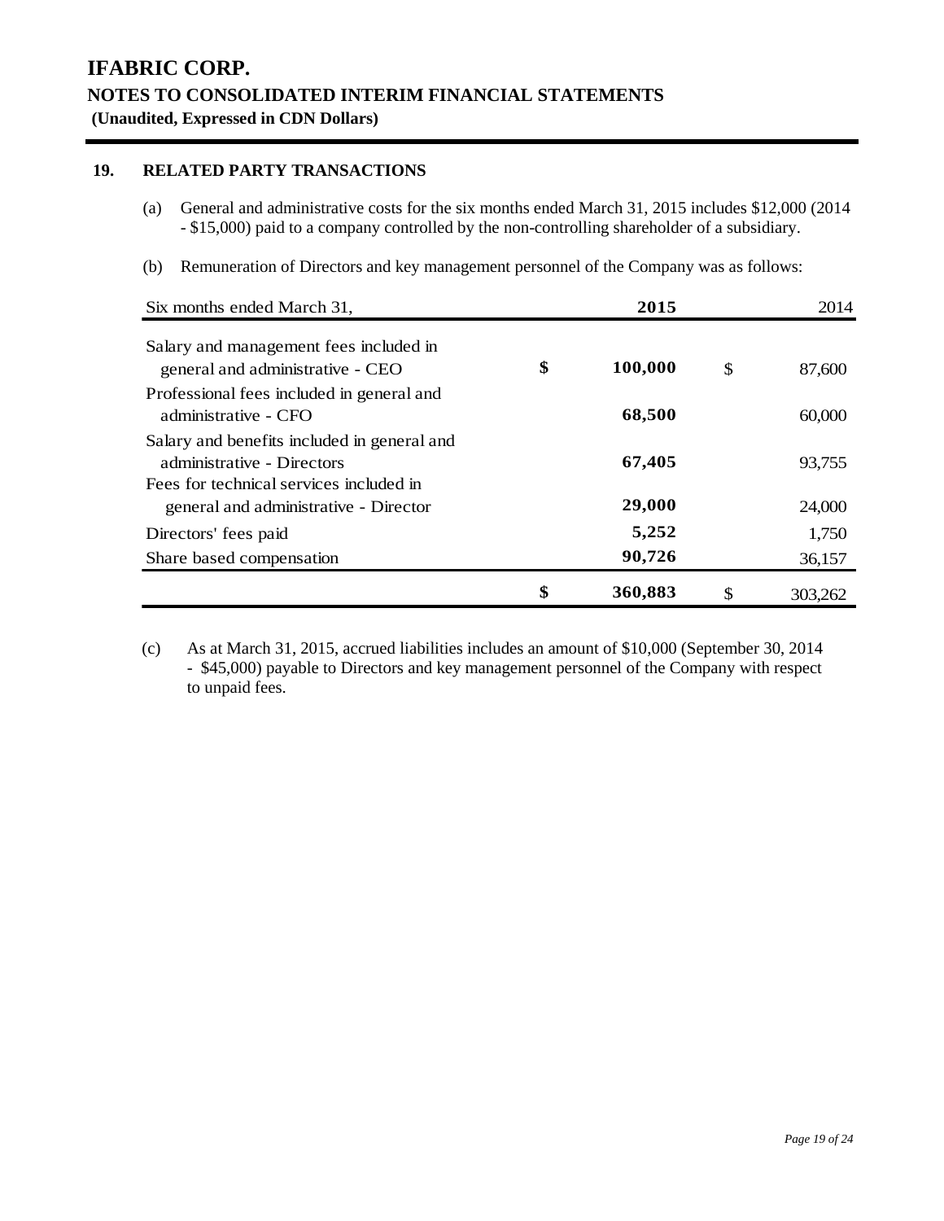# IFABRIC CORP.

## NOTES TO CONSOLIDATED INTERIM FINANCIAL STATEMENTS

**(Unaudited, Expressed in CDN Dollars)**

### 19. RELATED PARTY TRANSACTIONS

(a) General and administrative costs for the six months ended March 31, 2015 includes $12,000 (2014 - $15,000) paid to a company controlled by the non-controlling shareholder of a subsidiary.

(b) Remuneration of Directors and key management personnel of the Company was as follows:

| Six months ended March 31, | | 2015 | | 2014 |
|---|---|---|---|---|
| Salary and management fees included in general and administrative - CEO | **$** | **100,000** | $ | 87,600 |
| Professional fees included in general and administrative - CFO | | **68,500** | | 60,000 |
| Salary and benefits included in general and administrative - Directors | | **67,405** | | 93,755 |
| Fees for technical services included in general and administrative - Director | | **29,000** | | 24,000 |
| Directors' fees paid | | **5,252** | | 1,750 |
| Share based compensation | | **90,726** | | 36,157 |
| | **$** | **360,883** | $ | 303,262 |

(c) As at March 31, 2015, accrued liabilities includes an amount of $10,000 (September 30, 2014 - $45,000) payable to Directors and key management personnel of the Company with respect to unpaid fees.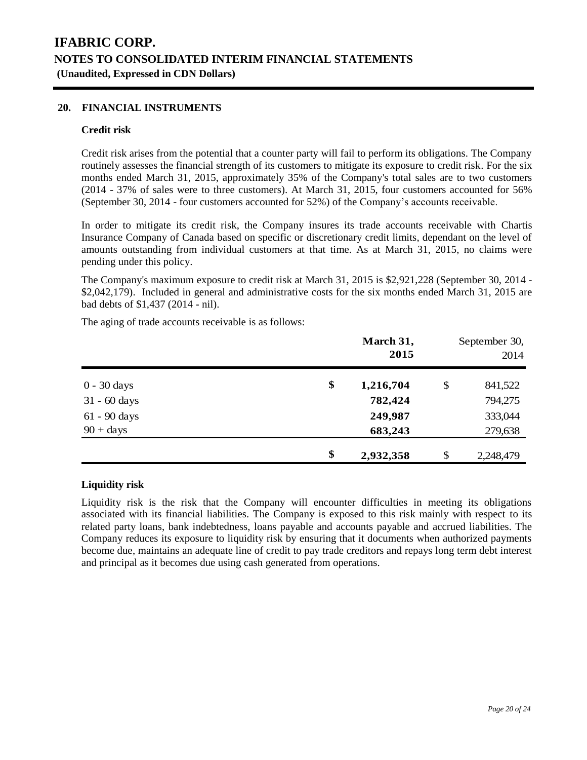## 20. FINANCIAL INSTRUMENTS

### Credit risk

Credit risk arises from the potential that a counter party will fail to perform its obligations. The Company routinely assesses the financial strength of its customers to mitigate its exposure to credit risk. For the six months ended March 31, 2015, approximately 35% of the Company's total sales are to two customers (2014 - 37% of sales were to three customers). At March 31, 2015, four customers accounted for 56% (September 30, 2014 - four customers accounted for 52%) of the Company's accounts receivable.

In order to mitigate its credit risk, the Company insures its trade accounts receivable with Chartis Insurance Company of Canada based on specific or discretionary credit limits, dependant on the level of amounts outstanding from individual customers at that time. As at March 31, 2015, no claims were pending under this policy.

The Company's maximum exposure to credit risk at March 31, 2015 is $2,921,228 (September 30, 2014 - $2,042,179). Included in general and administrative costs for the six months ended March 31, 2015 are bad debts of $1,437 (2014 - nil).

The aging of trade accounts receivable is as follows:

| | **March 31, 2015** | September 30, 2014 |
|---|---|---|
| 0 - 30 days | **$ 1,216,704** | $ 841,522 |
| 31 - 60 days | **782,424** | 794,275 |
| 61 - 90 days | **249,987** | 333,044 |
| 90 + days | **683,243** | 279,638 |
| | **$ 2,932,358** | $ 2,248,479 |

### Liquidity risk

Liquidity risk is the risk that the Company will encounter difficulties in meeting its obligations associated with its financial liabilities. The Company is exposed to this risk mainly with respect to its related party loans, bank indebtedness, loans payable and accounts payable and accrued liabilities. The Company reduces its exposure to liquidity risk by ensuring that it documents when authorized payments become due, maintains an adequate line of credit to pay trade creditors and repays long term debt interest and principal as it becomes due using cash generated from operations.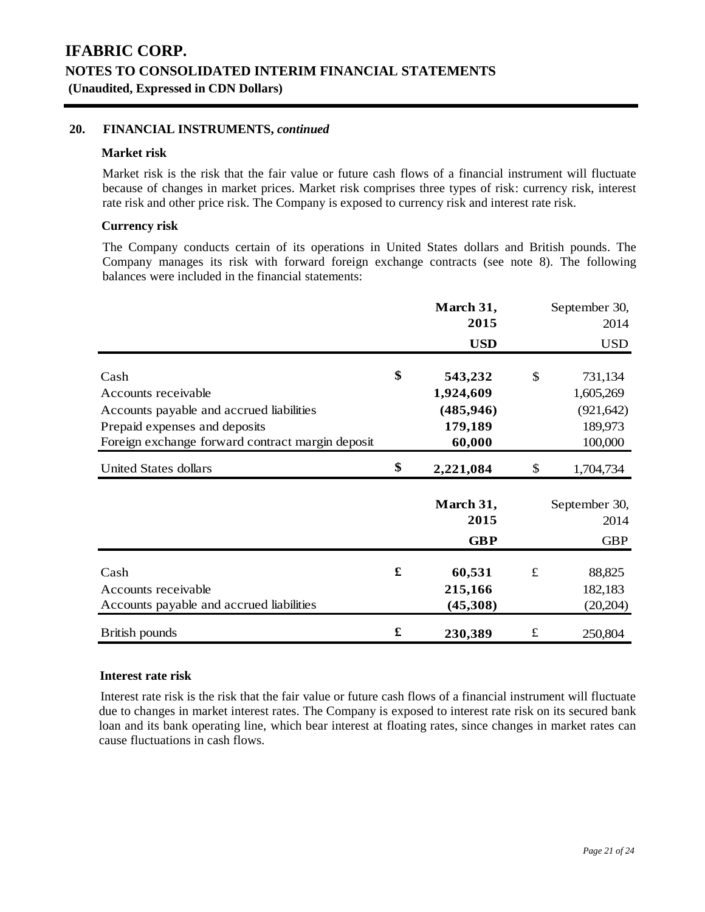# IFABRIC CORP.

## NOTES TO CONSOLIDATED INTERIM FINANCIAL STATEMENTS

**(Unaudited, Expressed in CDN Dollars)**

### 20. FINANCIAL INSTRUMENTS, *continued*

**Market risk**

Market risk is the risk that the fair value or future cash flows of a financial instrument will fluctuate because of changes in market prices. Market risk comprises three types of risk: currency risk, interest rate risk and other price risk. The Company is exposed to currency risk and interest rate risk.

**Currency risk**

The Company conducts certain of its operations in United States dollars and British pounds. The Company manages its risk with forward foreign exchange contracts (see note 8). The following balances were included in the financial statements:

| | | **March 31, 2015** | | September 30, 2014 |
|---|---|---|---|---|
| | | **USD** | | USD |
| Cash | **$** | **543,232** | $ | 731,134 |
| Accounts receivable | | **1,924,609** | | 1,605,269 |
| Accounts payable and accrued liabilities | | **(485,946)** | | (921,642) |
| Prepaid expenses and deposits | | **179,189** | | 189,973 |
| Foreign exchange forward contract margin deposit | | **60,000** | | 100,000 |
| United States dollars | **$** | **2,221,084** | $ | 1,704,734 |

| | | **March 31, 2015** | | September 30, 2014 |
|---|---|---|---|---|
| | | **GBP** | | GBP |
| Cash | **£** | **60,531** | £ | 88,825 |
| Accounts receivable | | **215,166** | | 182,183 |
| Accounts payable and accrued liabilities | | **(45,308)** | | (20,204) |
| British pounds | **£** | **230,389** | £ | 250,804 |

**Interest rate risk**

Interest rate risk is the risk that the fair value or future cash flows of a financial instrument will fluctuate due to changes in market interest rates. The Company is exposed to interest rate risk on its secured bank loan and its bank operating line, which bear interest at floating rates, since changes in market rates can cause fluctuations in cash flows.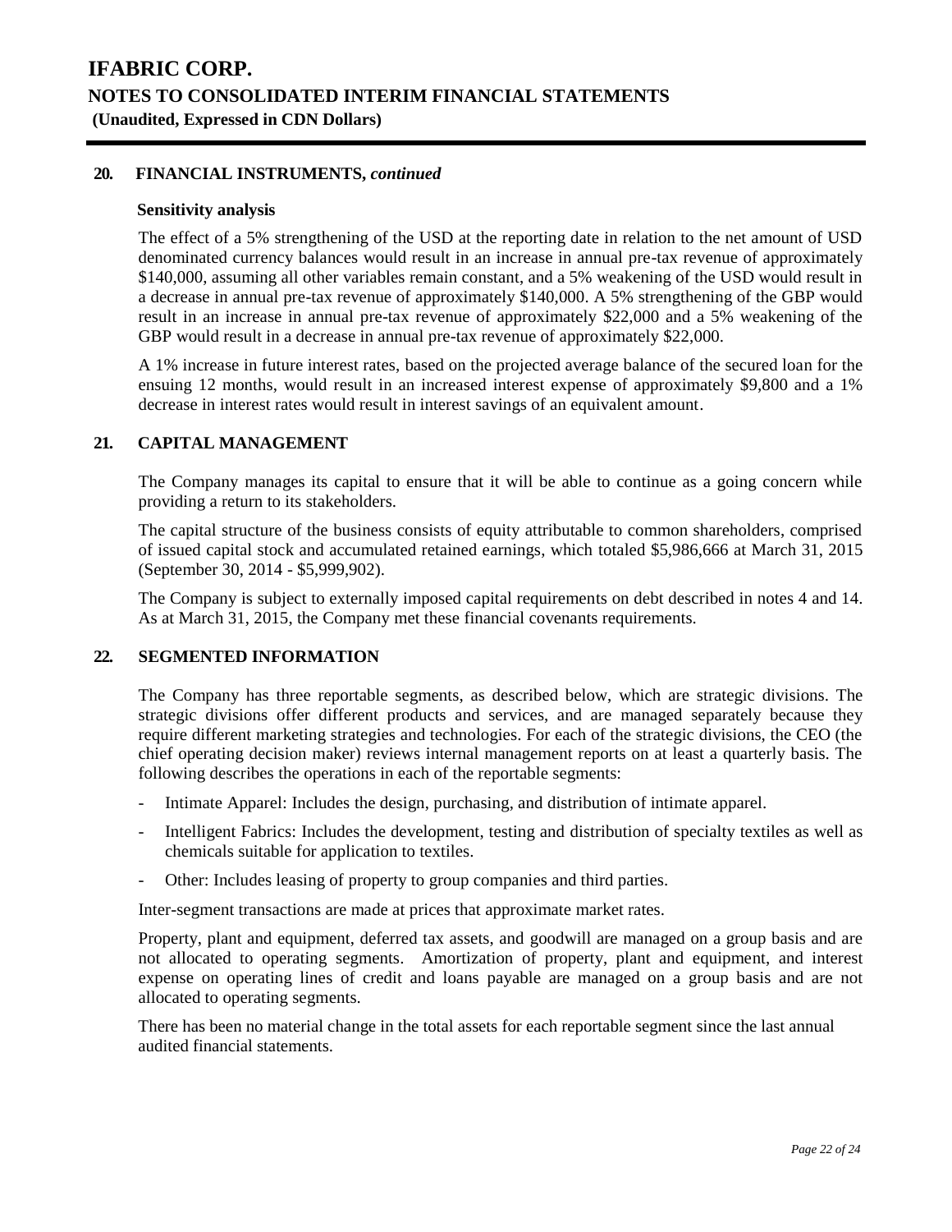## 20. FINANCIAL INSTRUMENTS, *continued*

### Sensitivity analysis

The effect of a 5% strengthening of the USD at the reporting date in relation to the net amount of USD denominated currency balances would result in an increase in annual pre-tax revenue of approximately $140,000, assuming all other variables remain constant, and a 5% weakening of the USD would result in a decrease in annual pre-tax revenue of approximately $140,000. A 5% strengthening of the GBP would result in an increase in annual pre-tax revenue of approximately $22,000 and a 5% weakening of the GBP would result in a decrease in annual pre-tax revenue of approximately $22,000.

A 1% increase in future interest rates, based on the projected average balance of the secured loan for the ensuing 12 months, would result in an increased interest expense of approximately $9,800 and a 1% decrease in interest rates would result in interest savings of an equivalent amount.

## 21. CAPITAL MANAGEMENT

The Company manages its capital to ensure that it will be able to continue as a going concern while providing a return to its stakeholders.

The capital structure of the business consists of equity attributable to common shareholders, comprised of issued capital stock and accumulated retained earnings, which totaled $5,986,666 at March 31, 2015 (September 30, 2014 - $5,999,902).

The Company is subject to externally imposed capital requirements on debt described in notes 4 and 14. As at March 31, 2015, the Company met these financial covenants requirements.

## 22. SEGMENTED INFORMATION

The Company has three reportable segments, as described below, which are strategic divisions. The strategic divisions offer different products and services, and are managed separately because they require different marketing strategies and technologies. For each of the strategic divisions, the CEO (the chief operating decision maker) reviews internal management reports on at least a quarterly basis. The following describes the operations in each of the reportable segments:

- Intimate Apparel: Includes the design, purchasing, and distribution of intimate apparel.
- Intelligent Fabrics: Includes the development, testing and distribution of specialty textiles as well as chemicals suitable for application to textiles.
- Other: Includes leasing of property to group companies and third parties.

Inter-segment transactions are made at prices that approximate market rates.

Property, plant and equipment, deferred tax assets, and goodwill are managed on a group basis and are not allocated to operating segments. Amortization of property, plant and equipment, and interest expense on operating lines of credit and loans payable are managed on a group basis and are not allocated to operating segments.

There has been no material change in the total assets for each reportable segment since the last annual audited financial statements.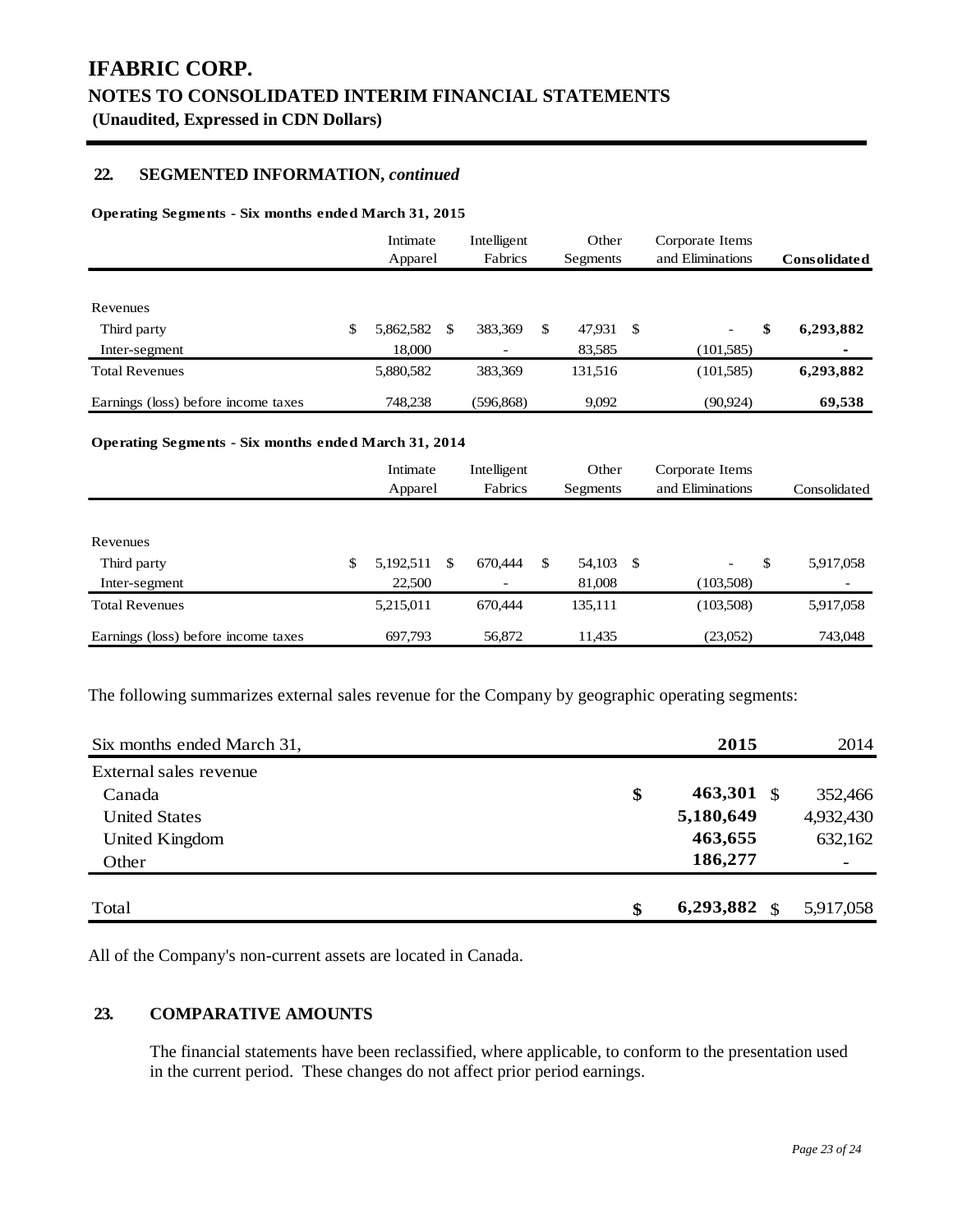# IFABRIC CORP.
## NOTES TO CONSOLIDATED INTERIM FINANCIAL STATEMENTS
**(Unaudited, Expressed in CDN Dollars)**

### 22. SEGMENTED INFORMATION, *continued*

**Operating Segments - Six months ended March 31, 2015**

| | Intimate Apparel | Intelligent Fabrics | Other Segments | Corporate Items and Eliminations | **Consolidated** |
|---|---|---|---|---|---|
| Revenues | | | | | |
| Third party | $ 5,862,582 | $ 383,369 | $ 47,931 | $ - | **$ 6,293,882** |
| Inter-segment | 18,000 | - | 83,585 | (101,585) | **-** |
| Total Revenues | 5,880,582 | 383,369 | 131,516 | (101,585) | **6,293,882** |
| Earnings (loss) before income taxes | 748,238 | (596,868) | 9,092 | (90,924) | **69,538** |

**Operating Segments - Six months ended March 31, 2014**

| | Intimate Apparel | Intelligent Fabrics | Other Segments | Corporate Items and Eliminations | Consolidated |
|---|---|---|---|---|---|
| Revenues | | | | | |
| Third party | $ 5,192,511 | $ 670,444 | $ 54,103 | $ - | $ 5,917,058 |
| Inter-segment | 22,500 | - | 81,008 | (103,508) | - |
| Total Revenues | 5,215,011 | 670,444 | 135,111 | (103,508) | 5,917,058 |
| Earnings (loss) before income taxes | 697,793 | 56,872 | 11,435 | (23,052) | 743,048 |

The following summarizes external sales revenue for the Company by geographic operating segments:

| Six months ended March 31, | **2015** | 2014 |
|---|---|---|
| External sales revenue | | |
| Canada | **$ 463,301** | $ 352,466 |
| United States | **5,180,649** | 4,932,430 |
| United Kingdom | **463,655** | 632,162 |
| Other | **186,277** | - |
| Total | **$ 6,293,882** | $ 5,917,058 |

All of the Company's non-current assets are located in Canada.

### 23. COMPARATIVE AMOUNTS

The financial statements have been reclassified, where applicable, to conform to the presentation used in the current period. These changes do not affect prior period earnings.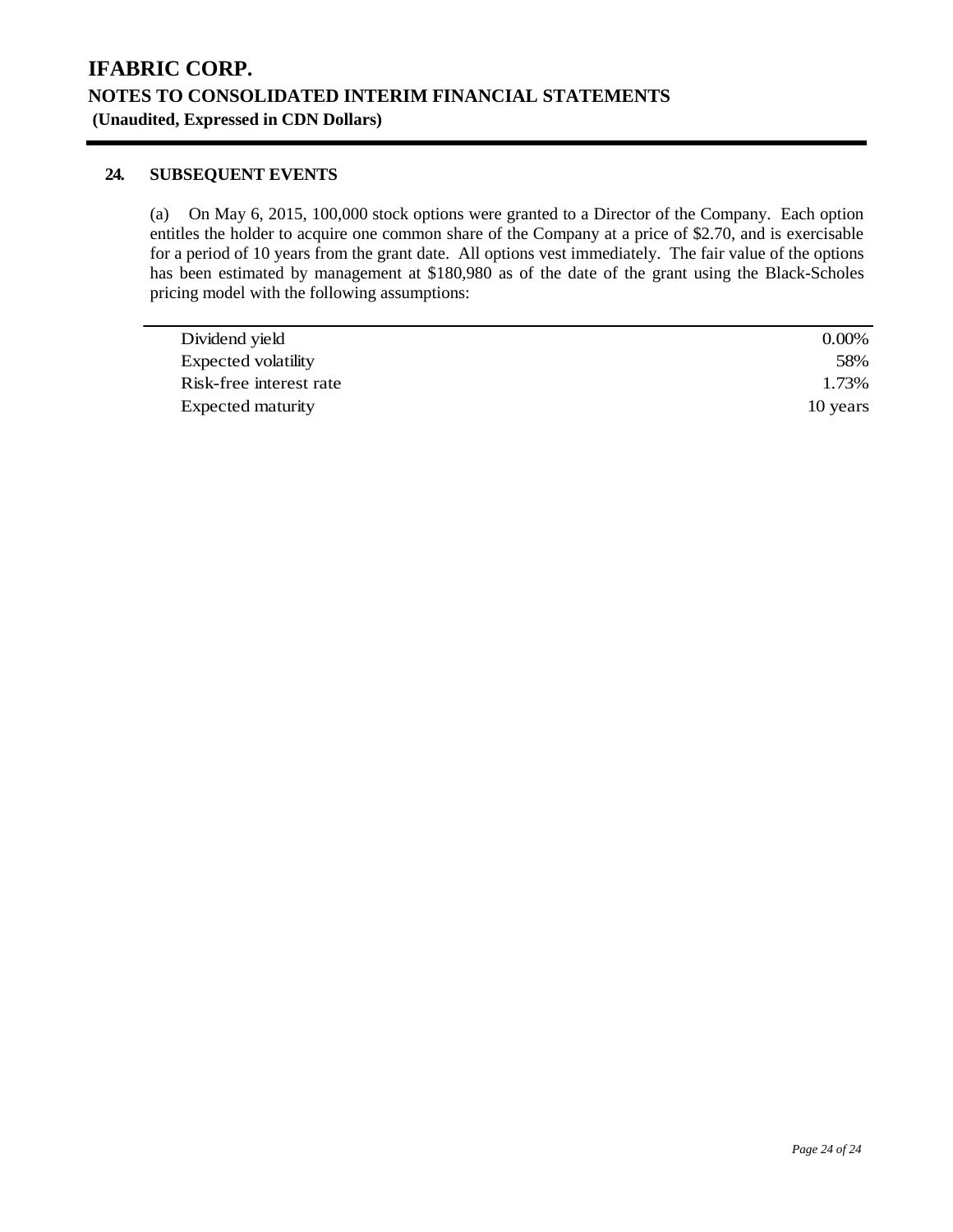## 24. SUBSEQUENT EVENTS

(a) On May 6, 2015, 100,000 stock options were granted to a Director of the Company. Each option entitles the holder to acquire one common share of the Company at a price of $2.70, and is exercisable for a period of 10 years from the grant date. All options vest immediately. The fair value of the options has been estimated by management at $180,980 as of the date of the grant using the Black-Scholes pricing model with the following assumptions:

| | |
|---|---|
| Dividend yield | 0.00% |
| Expected volatility | 58% |
| Risk-free interest rate | 1.73% |
| Expected maturity | 10 years |